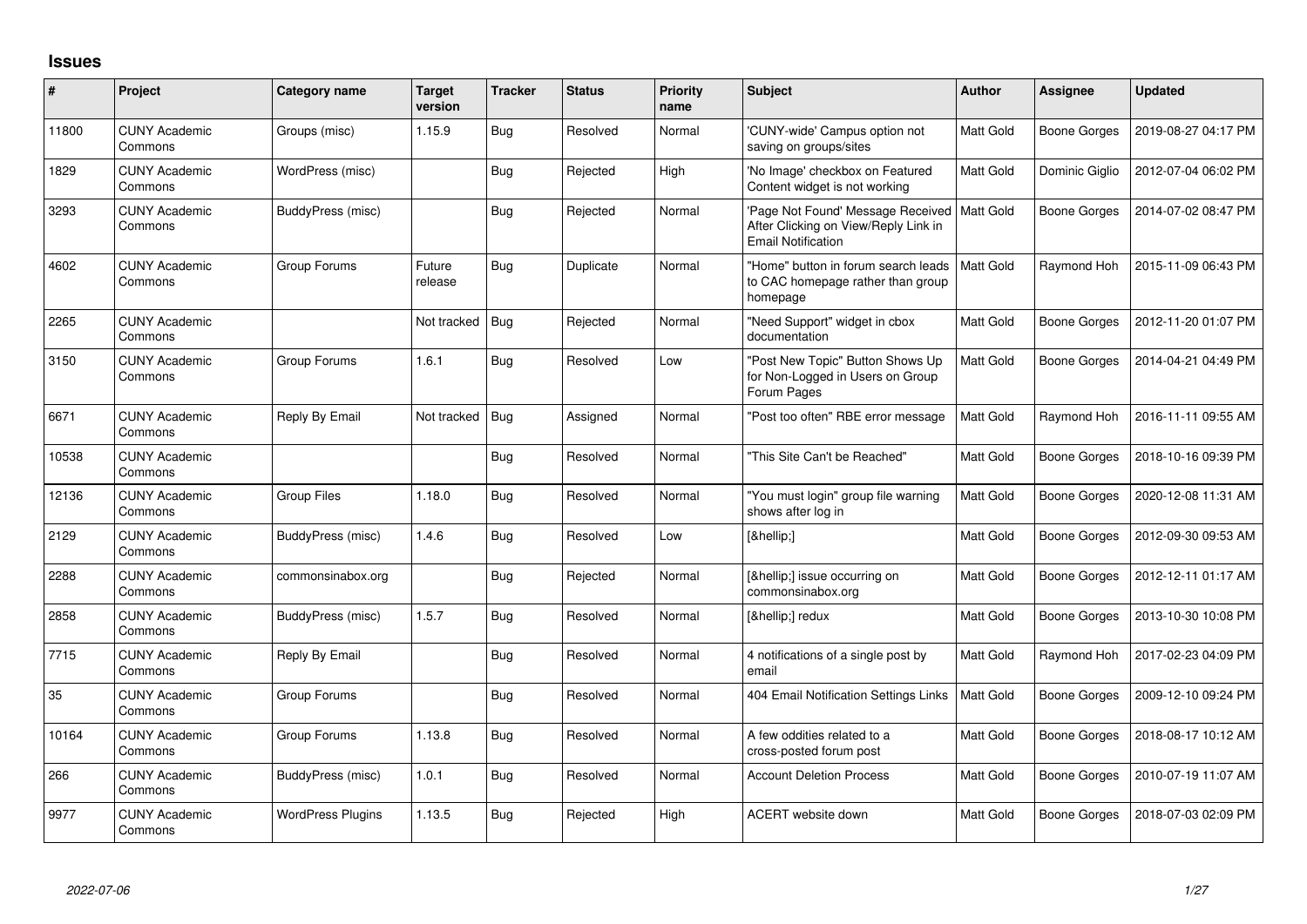## Issues

| # | Project | Category name | Target version | Tracker | Status | Priority name | Subject | Author | Assignee | Updated |
|---|---|---|---|---|---|---|---|---|---|---|
| 11800 | CUNY Academic Commons | Groups (misc) | 1.15.9 | Bug | Resolved | Normal | 'CUNY-wide' Campus option not saving on groups/sites | Matt Gold | Boone Gorges | 2019-08-27 04:17 PM |
| 1829 | CUNY Academic Commons | WordPress (misc) | | Bug | Rejected | High | 'No Image' checkbox on Featured Content widget is not working | Matt Gold | Dominic Giglio | 2012-07-04 06:02 PM |
| 3293 | CUNY Academic Commons | BuddyPress (misc) | | Bug | Rejected | Normal | 'Page Not Found' Message Received After Clicking on View/Reply Link in Email Notification | Matt Gold | Boone Gorges | 2014-07-02 08:47 PM |
| 4602 | CUNY Academic Commons | Group Forums | Future release | Bug | Duplicate | Normal | "Home" button in forum search leads to CAC homepage rather than group homepage | Matt Gold | Raymond Hoh | 2015-11-09 06:43 PM |
| 2265 | CUNY Academic Commons | | Not tracked | Bug | Rejected | Normal | "Need Support" widget in cbox documentation | Matt Gold | Boone Gorges | 2012-11-20 01:07 PM |
| 3150 | CUNY Academic Commons | Group Forums | 1.6.1 | Bug | Resolved | Low | "Post New Topic" Button Shows Up for Non-Logged in Users on Group Forum Pages | Matt Gold | Boone Gorges | 2014-04-21 04:49 PM |
| 6671 | CUNY Academic Commons | Reply By Email | Not tracked | Bug | Assigned | Normal | "Post too often" RBE error message | Matt Gold | Raymond Hoh | 2016-11-11 09:55 AM |
| 10538 | CUNY Academic Commons | | | Bug | Resolved | Normal | "This Site Can't be Reached" | Matt Gold | Boone Gorges | 2018-10-16 09:39 PM |
| 12136 | CUNY Academic Commons | Group Files | 1.18.0 | Bug | Resolved | Normal | "You must login" group file warning shows after log in | Matt Gold | Boone Gorges | 2020-12-08 11:31 AM |
| 2129 | CUNY Academic Commons | BuddyPress (misc) | 1.4.6 | Bug | Resolved | Low | [&hellip;] | Matt Gold | Boone Gorges | 2012-09-30 09:53 AM |
| 2288 | CUNY Academic Commons | commonsinabox.org | | Bug | Rejected | Normal | [&hellip;] issue occurring on commonsinabox.org | Matt Gold | Boone Gorges | 2012-12-11 01:17 AM |
| 2858 | CUNY Academic Commons | BuddyPress (misc) | 1.5.7 | Bug | Resolved | Normal | [&hellip;] redux | Matt Gold | Boone Gorges | 2013-10-30 10:08 PM |
| 7715 | CUNY Academic Commons | Reply By Email | | Bug | Resolved | Normal | 4 notifications of a single post by email | Matt Gold | Raymond Hoh | 2017-02-23 04:09 PM |
| 35 | CUNY Academic Commons | Group Forums | | Bug | Resolved | Normal | 404 Email Notification Settings Links | Matt Gold | Boone Gorges | 2009-12-10 09:24 PM |
| 10164 | CUNY Academic Commons | Group Forums | 1.13.8 | Bug | Resolved | Normal | A few oddities related to a cross-posted forum post | Matt Gold | Boone Gorges | 2018-08-17 10:12 AM |
| 266 | CUNY Academic Commons | BuddyPress (misc) | 1.0.1 | Bug | Resolved | Normal | Account Deletion Process | Matt Gold | Boone Gorges | 2010-07-19 11:07 AM |
| 9977 | CUNY Academic Commons | WordPress Plugins | 1.13.5 | Bug | Rejected | High | ACERT website down | Matt Gold | Boone Gorges | 2018-07-03 02:09 PM |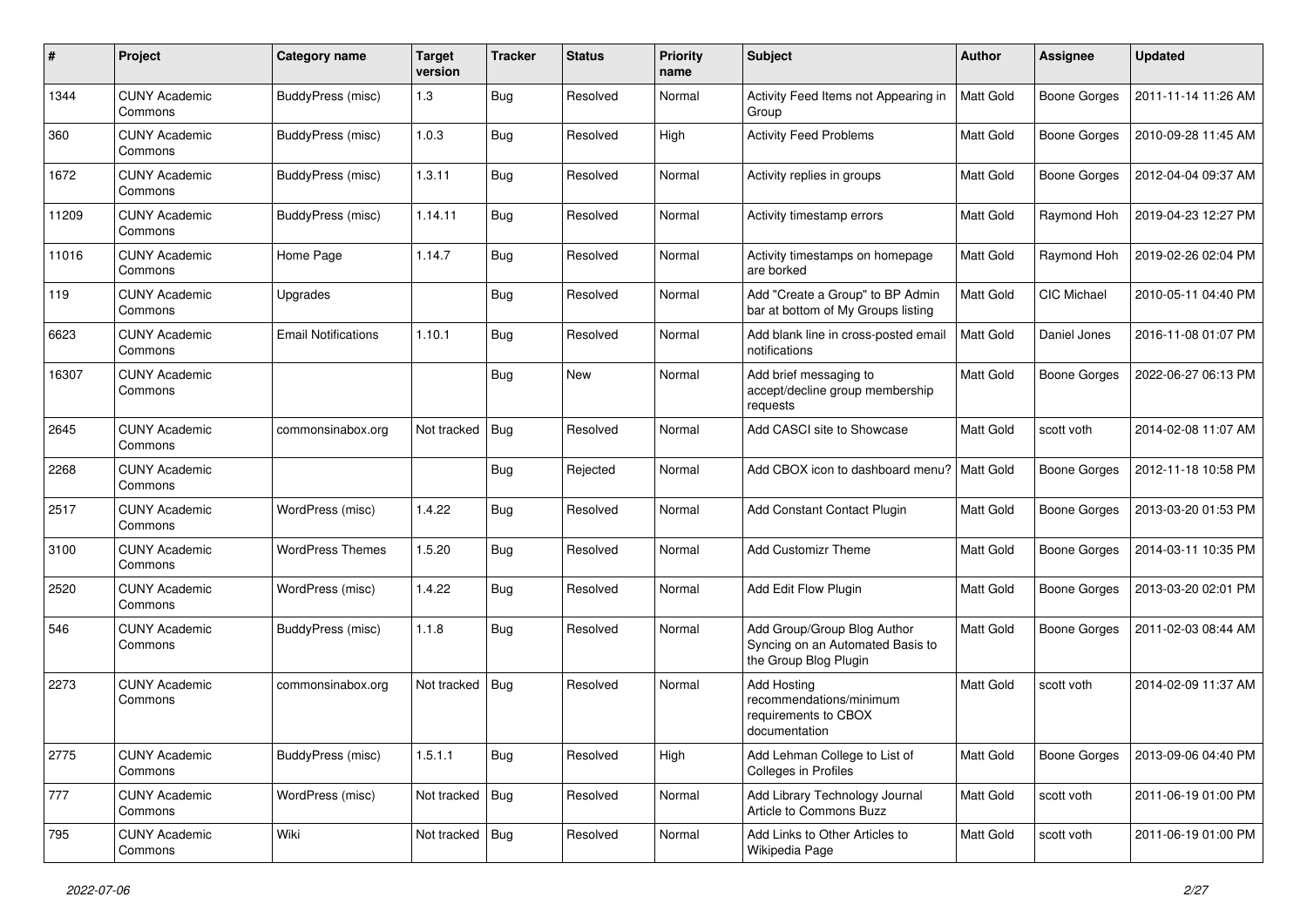| # | Project | Category name | Target version | Tracker | Status | Priority name | Subject | Author | Assignee | Updated |
|---|---|---|---|---|---|---|---|---|---|---|
| 1344 | CUNY Academic Commons | BuddyPress (misc) | 1.3 | Bug | Resolved | Normal | Activity Feed Items not Appearing in Group | Matt Gold | Boone Gorges | 2011-11-14 11:26 AM |
| 360 | CUNY Academic Commons | BuddyPress (misc) | 1.0.3 | Bug | Resolved | High | Activity Feed Problems | Matt Gold | Boone Gorges | 2010-09-28 11:45 AM |
| 1672 | CUNY Academic Commons | BuddyPress (misc) | 1.3.11 | Bug | Resolved | Normal | Activity replies in groups | Matt Gold | Boone Gorges | 2012-04-04 09:37 AM |
| 11209 | CUNY Academic Commons | BuddyPress (misc) | 1.14.11 | Bug | Resolved | Normal | Activity timestamp errors | Matt Gold | Raymond Hoh | 2019-04-23 12:27 PM |
| 11016 | CUNY Academic Commons | Home Page | 1.14.7 | Bug | Resolved | Normal | Activity timestamps on homepage are borked | Matt Gold | Raymond Hoh | 2019-02-26 02:04 PM |
| 119 | CUNY Academic Commons | Upgrades | | Bug | Resolved | Normal | Add "Create a Group" to BP Admin bar at bottom of My Groups listing | Matt Gold | CIC Michael | 2010-05-11 04:40 PM |
| 6623 | CUNY Academic Commons | Email Notifications | 1.10.1 | Bug | Resolved | Normal | Add blank line in cross-posted email notifications | Matt Gold | Daniel Jones | 2016-11-08 01:07 PM |
| 16307 | CUNY Academic Commons | | | Bug | New | Normal | Add brief messaging to accept/decline group membership requests | Matt Gold | Boone Gorges | 2022-06-27 06:13 PM |
| 2645 | CUNY Academic Commons | commonsinabox.org | Not tracked | Bug | Resolved | Normal | Add CASCI site to Showcase | Matt Gold | scott voth | 2014-02-08 11:07 AM |
| 2268 | CUNY Academic Commons | | | Bug | Rejected | Normal | Add CBOX icon to dashboard menu? | Matt Gold | Boone Gorges | 2012-11-18 10:58 PM |
| 2517 | CUNY Academic Commons | WordPress (misc) | 1.4.22 | Bug | Resolved | Normal | Add Constant Contact Plugin | Matt Gold | Boone Gorges | 2013-03-20 01:53 PM |
| 3100 | CUNY Academic Commons | WordPress Themes | 1.5.20 | Bug | Resolved | Normal | Add Customizr Theme | Matt Gold | Boone Gorges | 2014-03-11 10:35 PM |
| 2520 | CUNY Academic Commons | WordPress (misc) | 1.4.22 | Bug | Resolved | Normal | Add Edit Flow Plugin | Matt Gold | Boone Gorges | 2013-03-20 02:01 PM |
| 546 | CUNY Academic Commons | BuddyPress (misc) | 1.1.8 | Bug | Resolved | Normal | Add Group/Group Blog Author Syncing on an Automated Basis to the Group Blog Plugin | Matt Gold | Boone Gorges | 2011-02-03 08:44 AM |
| 2273 | CUNY Academic Commons | commonsinabox.org | Not tracked | Bug | Resolved | Normal | Add Hosting recommendations/minimum requirements to CBOX documentation | Matt Gold | scott voth | 2014-02-09 11:37 AM |
| 2775 | CUNY Academic Commons | BuddyPress (misc) | 1.5.1.1 | Bug | Resolved | High | Add Lehman College to List of Colleges in Profiles | Matt Gold | Boone Gorges | 2013-09-06 04:40 PM |
| 777 | CUNY Academic Commons | WordPress (misc) | Not tracked | Bug | Resolved | Normal | Add Library Technology Journal Article to Commons Buzz | Matt Gold | scott voth | 2011-06-19 01:00 PM |
| 795 | CUNY Academic Commons | Wiki | Not tracked | Bug | Resolved | Normal | Add Links to Other Articles to Wikipedia Page | Matt Gold | scott voth | 2011-06-19 01:00 PM |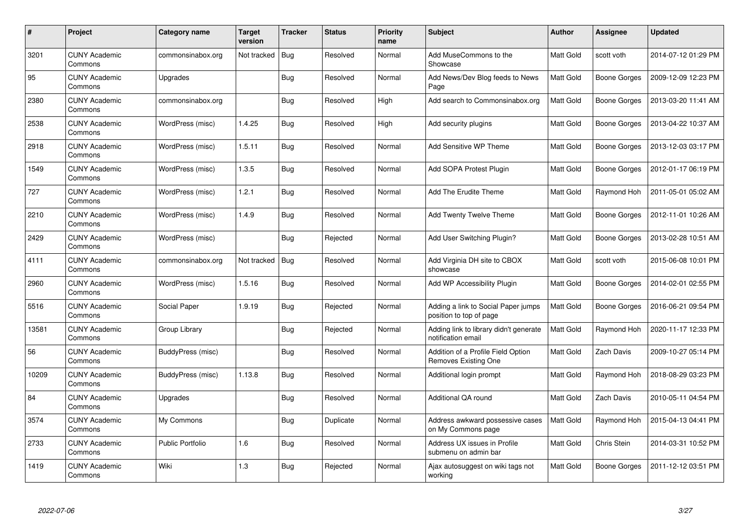| # | Project | Category name | Target version | Tracker | Status | Priority name | Subject | Author | Assignee | Updated |
|---|---|---|---|---|---|---|---|---|---|---|
| 3201 | CUNY Academic Commons | commonsinabox.org | Not tracked | Bug | Resolved | Normal | Add MuseCommons to the Showcase | Matt Gold | scott voth | 2014-07-12 01:29 PM |
| 95 | CUNY Academic Commons | Upgrades | | Bug | Resolved | Normal | Add News/Dev Blog feeds to News Page | Matt Gold | Boone Gorges | 2009-12-09 12:23 PM |
| 2380 | CUNY Academic Commons | commonsinabox.org | | Bug | Resolved | High | Add search to Commonsinabox.org | Matt Gold | Boone Gorges | 2013-03-20 11:41 AM |
| 2538 | CUNY Academic Commons | WordPress (misc) | 1.4.25 | Bug | Resolved | High | Add security plugins | Matt Gold | Boone Gorges | 2013-04-22 10:37 AM |
| 2918 | CUNY Academic Commons | WordPress (misc) | 1.5.11 | Bug | Resolved | Normal | Add Sensitive WP Theme | Matt Gold | Boone Gorges | 2013-12-03 03:17 PM |
| 1549 | CUNY Academic Commons | WordPress (misc) | 1.3.5 | Bug | Resolved | Normal | Add SOPA Protest Plugin | Matt Gold | Boone Gorges | 2012-01-17 06:19 PM |
| 727 | CUNY Academic Commons | WordPress (misc) | 1.2.1 | Bug | Resolved | Normal | Add The Erudite Theme | Matt Gold | Raymond Hoh | 2011-05-01 05:02 AM |
| 2210 | CUNY Academic Commons | WordPress (misc) | 1.4.9 | Bug | Resolved | Normal | Add Twenty Twelve Theme | Matt Gold | Boone Gorges | 2012-11-01 10:26 AM |
| 2429 | CUNY Academic Commons | WordPress (misc) | | Bug | Rejected | Normal | Add User Switching Plugin? | Matt Gold | Boone Gorges | 2013-02-28 10:51 AM |
| 4111 | CUNY Academic Commons | commonsinabox.org | Not tracked | Bug | Resolved | Normal | Add Virginia DH site to CBOX showcase | Matt Gold | scott voth | 2015-06-08 10:01 PM |
| 2960 | CUNY Academic Commons | WordPress (misc) | 1.5.16 | Bug | Resolved | Normal | Add WP Accessibility Plugin | Matt Gold | Boone Gorges | 2014-02-01 02:55 PM |
| 5516 | CUNY Academic Commons | Social Paper | 1.9.19 | Bug | Rejected | Normal | Adding a link to Social Paper jumps position to top of page | Matt Gold | Boone Gorges | 2016-06-21 09:54 PM |
| 13581 | CUNY Academic Commons | Group Library | | Bug | Rejected | Normal | Adding link to library didn't generate notification email | Matt Gold | Raymond Hoh | 2020-11-17 12:33 PM |
| 56 | CUNY Academic Commons | BuddyPress (misc) | | Bug | Resolved | Normal | Addition of a Profile Field Option Removes Existing One | Matt Gold | Zach Davis | 2009-10-27 05:14 PM |
| 10209 | CUNY Academic Commons | BuddyPress (misc) | 1.13.8 | Bug | Resolved | Normal | Additional login prompt | Matt Gold | Raymond Hoh | 2018-08-29 03:23 PM |
| 84 | CUNY Academic Commons | Upgrades | | Bug | Resolved | Normal | Additional QA round | Matt Gold | Zach Davis | 2010-05-11 04:54 PM |
| 3574 | CUNY Academic Commons | My Commons | | Bug | Duplicate | Normal | Address awkward possessive cases on My Commons page | Matt Gold | Raymond Hoh | 2015-04-13 04:41 PM |
| 2733 | CUNY Academic Commons | Public Portfolio | 1.6 | Bug | Resolved | Normal | Address UX issues in Profile submenu on admin bar | Matt Gold | Chris Stein | 2014-03-31 10:52 PM |
| 1419 | CUNY Academic Commons | Wiki | 1.3 | Bug | Rejected | Normal | Ajax autosuggest on wiki tags not working | Matt Gold | Boone Gorges | 2011-12-12 03:51 PM |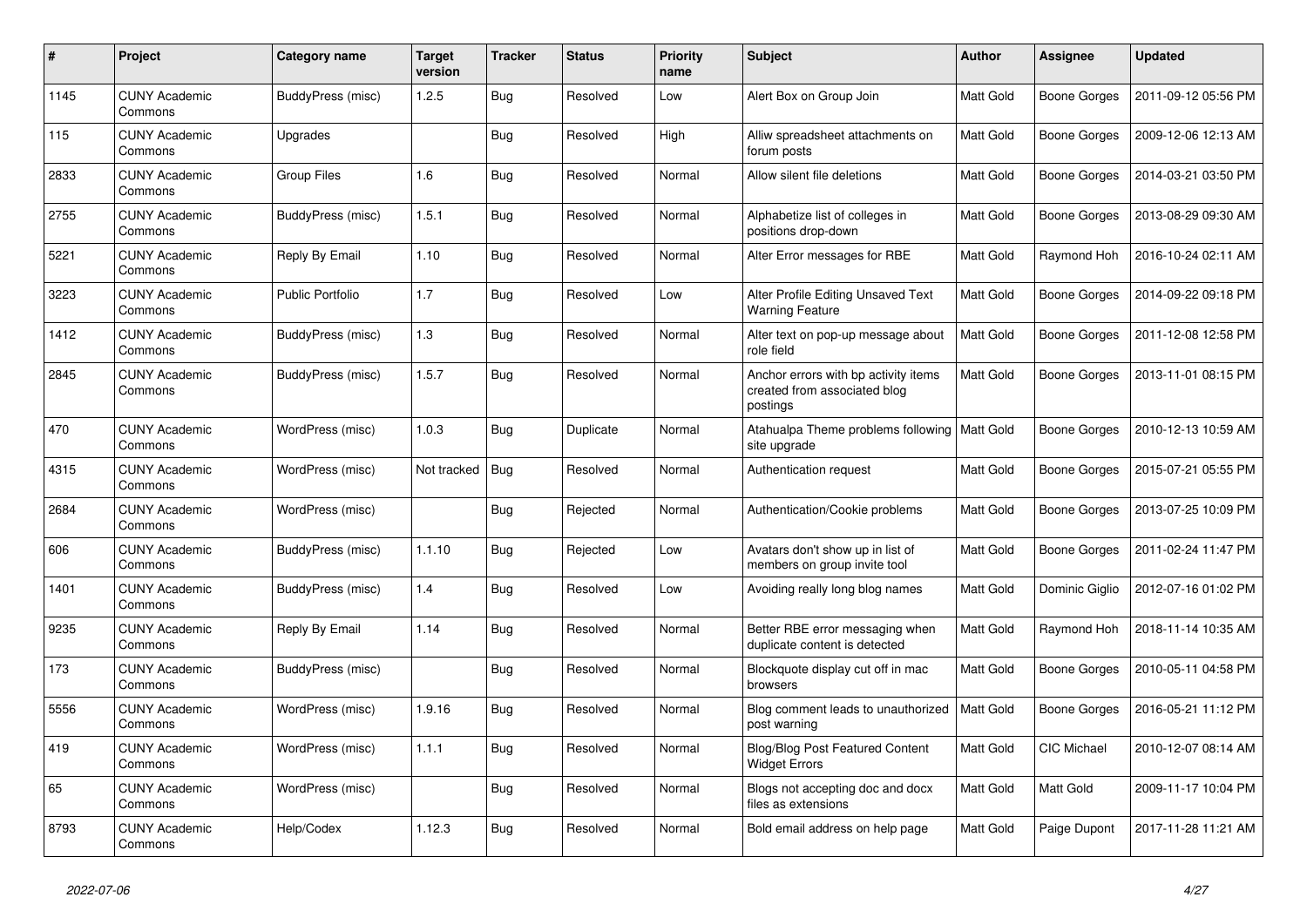| # | Project | Category name | Target version | Tracker | Status | Priority name | Subject | Author | Assignee | Updated |
|---|---|---|---|---|---|---|---|---|---|---|
| 1145 | CUNY Academic Commons | BuddyPress (misc) | 1.2.5 | Bug | Resolved | Low | Alert Box on Group Join | Matt Gold | Boone Gorges | 2011-09-12 05:56 PM |
| 115 | CUNY Academic Commons | Upgrades | | Bug | Resolved | High | Alliw spreadsheet attachments on forum posts | Matt Gold | Boone Gorges | 2009-12-06 12:13 AM |
| 2833 | CUNY Academic Commons | Group Files | 1.6 | Bug | Resolved | Normal | Allow silent file deletions | Matt Gold | Boone Gorges | 2014-03-21 03:50 PM |
| 2755 | CUNY Academic Commons | BuddyPress (misc) | 1.5.1 | Bug | Resolved | Normal | Alphabetize list of colleges in positions drop-down | Matt Gold | Boone Gorges | 2013-08-29 09:30 AM |
| 5221 | CUNY Academic Commons | Reply By Email | 1.10 | Bug | Resolved | Normal | Alter Error messages for RBE | Matt Gold | Raymond Hoh | 2016-10-24 02:11 AM |
| 3223 | CUNY Academic Commons | Public Portfolio | 1.7 | Bug | Resolved | Low | Alter Profile Editing Unsaved Text Warning Feature | Matt Gold | Boone Gorges | 2014-09-22 09:18 PM |
| 1412 | CUNY Academic Commons | BuddyPress (misc) | 1.3 | Bug | Resolved | Normal | Alter text on pop-up message about role field | Matt Gold | Boone Gorges | 2011-12-08 12:58 PM |
| 2845 | CUNY Academic Commons | BuddyPress (misc) | 1.5.7 | Bug | Resolved | Normal | Anchor errors with bp activity items created from associated blog postings | Matt Gold | Boone Gorges | 2013-11-01 08:15 PM |
| 470 | CUNY Academic Commons | WordPress (misc) | 1.0.3 | Bug | Duplicate | Normal | Atahualpa Theme problems following site upgrade | Matt Gold | Boone Gorges | 2010-12-13 10:59 AM |
| 4315 | CUNY Academic Commons | WordPress (misc) | Not tracked | Bug | Resolved | Normal | Authentication request | Matt Gold | Boone Gorges | 2015-07-21 05:55 PM |
| 2684 | CUNY Academic Commons | WordPress (misc) | | Bug | Rejected | Normal | Authentication/Cookie problems | Matt Gold | Boone Gorges | 2013-07-25 10:09 PM |
| 606 | CUNY Academic Commons | BuddyPress (misc) | 1.1.10 | Bug | Rejected | Low | Avatars don't show up in list of members on group invite tool | Matt Gold | Boone Gorges | 2011-02-24 11:47 PM |
| 1401 | CUNY Academic Commons | BuddyPress (misc) | 1.4 | Bug | Resolved | Low | Avoiding really long blog names | Matt Gold | Dominic Giglio | 2012-07-16 01:02 PM |
| 9235 | CUNY Academic Commons | Reply By Email | 1.14 | Bug | Resolved | Normal | Better RBE error messaging when duplicate content is detected | Matt Gold | Raymond Hoh | 2018-11-14 10:35 AM |
| 173 | CUNY Academic Commons | BuddyPress (misc) | | Bug | Resolved | Normal | Blockquote display cut off in mac browsers | Matt Gold | Boone Gorges | 2010-05-11 04:58 PM |
| 5556 | CUNY Academic Commons | WordPress (misc) | 1.9.16 | Bug | Resolved | Normal | Blog comment leads to unauthorized post warning | Matt Gold | Boone Gorges | 2016-05-21 11:12 PM |
| 419 | CUNY Academic Commons | WordPress (misc) | 1.1.1 | Bug | Resolved | Normal | Blog/Blog Post Featured Content Widget Errors | Matt Gold | CIC Michael | 2010-12-07 08:14 AM |
| 65 | CUNY Academic Commons | WordPress (misc) | | Bug | Resolved | Normal | Blogs not accepting doc and docx files as extensions | Matt Gold | Matt Gold | 2009-11-17 10:04 PM |
| 8793 | CUNY Academic Commons | Help/Codex | 1.12.3 | Bug | Resolved | Normal | Bold email address on help page | Matt Gold | Paige Dupont | 2017-11-28 11:21 AM |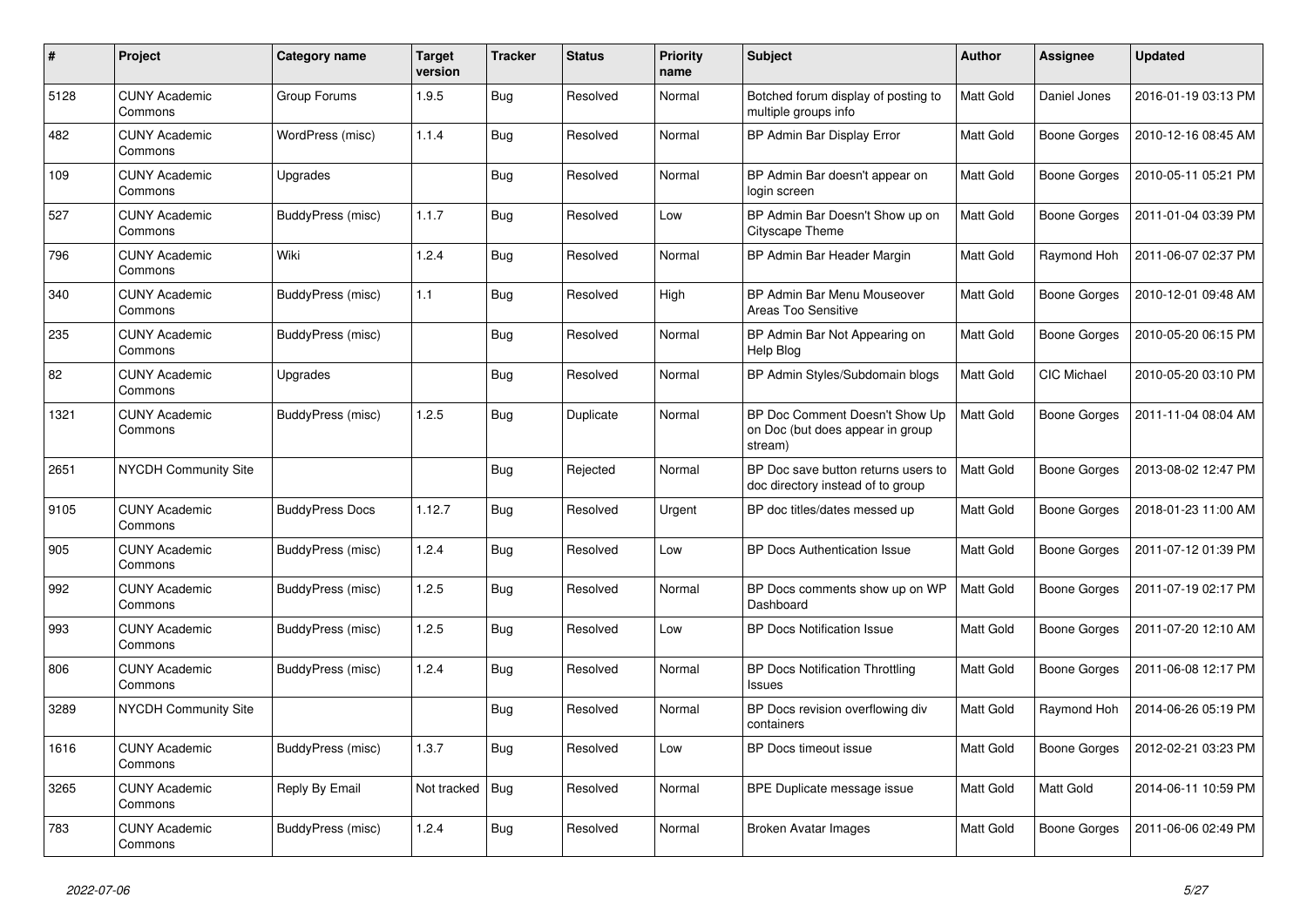| # | Project | Category name | Target version | Tracker | Status | Priority name | Subject | Author | Assignee | Updated |
|---|---|---|---|---|---|---|---|---|---|---|
| 5128 | CUNY Academic Commons | Group Forums | 1.9.5 | Bug | Resolved | Normal | Botched forum display of posting to multiple groups info | Matt Gold | Daniel Jones | 2016-01-19 03:13 PM |
| 482 | CUNY Academic Commons | WordPress (misc) | 1.1.4 | Bug | Resolved | Normal | BP Admin Bar Display Error | Matt Gold | Boone Gorges | 2010-12-16 08:45 AM |
| 109 | CUNY Academic Commons | Upgrades | | Bug | Resolved | Normal | BP Admin Bar doesn't appear on login screen | Matt Gold | Boone Gorges | 2010-05-11 05:21 PM |
| 527 | CUNY Academic Commons | BuddyPress (misc) | 1.1.7 | Bug | Resolved | Low | BP Admin Bar Doesn't Show up on Cityscape Theme | Matt Gold | Boone Gorges | 2011-01-04 03:39 PM |
| 796 | CUNY Academic Commons | Wiki | 1.2.4 | Bug | Resolved | Normal | BP Admin Bar Header Margin | Matt Gold | Raymond Hoh | 2011-06-07 02:37 PM |
| 340 | CUNY Academic Commons | BuddyPress (misc) | 1.1 | Bug | Resolved | High | BP Admin Bar Menu Mouseover Areas Too Sensitive | Matt Gold | Boone Gorges | 2010-12-01 09:48 AM |
| 235 | CUNY Academic Commons | BuddyPress (misc) | | Bug | Resolved | Normal | BP Admin Bar Not Appearing on Help Blog | Matt Gold | Boone Gorges | 2010-05-20 06:15 PM |
| 82 | CUNY Academic Commons | Upgrades | | Bug | Resolved | Normal | BP Admin Styles/Subdomain blogs | Matt Gold | CIC Michael | 2010-05-20 03:10 PM |
| 1321 | CUNY Academic Commons | BuddyPress (misc) | 1.2.5 | Bug | Duplicate | Normal | BP Doc Comment Doesn't Show Up on Doc (but does appear in group stream) | Matt Gold | Boone Gorges | 2011-11-04 08:04 AM |
| 2651 | NYCDH Community Site | | | Bug | Rejected | Normal | BP Doc save button returns users to doc directory instead of to group | Matt Gold | Boone Gorges | 2013-08-02 12:47 PM |
| 9105 | CUNY Academic Commons | BuddyPress Docs | 1.12.7 | Bug | Resolved | Urgent | BP doc titles/dates messed up | Matt Gold | Boone Gorges | 2018-01-23 11:00 AM |
| 905 | CUNY Academic Commons | BuddyPress (misc) | 1.2.4 | Bug | Resolved | Low | BP Docs Authentication Issue | Matt Gold | Boone Gorges | 2011-07-12 01:39 PM |
| 992 | CUNY Academic Commons | BuddyPress (misc) | 1.2.5 | Bug | Resolved | Normal | BP Docs comments show up on WP Dashboard | Matt Gold | Boone Gorges | 2011-07-19 02:17 PM |
| 993 | CUNY Academic Commons | BuddyPress (misc) | 1.2.5 | Bug | Resolved | Low | BP Docs Notification Issue | Matt Gold | Boone Gorges | 2011-07-20 12:10 AM |
| 806 | CUNY Academic Commons | BuddyPress (misc) | 1.2.4 | Bug | Resolved | Normal | BP Docs Notification Throttling Issues | Matt Gold | Boone Gorges | 2011-06-08 12:17 PM |
| 3289 | NYCDH Community Site | | | Bug | Resolved | Normal | BP Docs revision overflowing div containers | Matt Gold | Raymond Hoh | 2014-06-26 05:19 PM |
| 1616 | CUNY Academic Commons | BuddyPress (misc) | 1.3.7 | Bug | Resolved | Low | BP Docs timeout issue | Matt Gold | Boone Gorges | 2012-02-21 03:23 PM |
| 3265 | CUNY Academic Commons | Reply By Email | Not tracked | Bug | Resolved | Normal | BPE Duplicate message issue | Matt Gold | Matt Gold | 2014-06-11 10:59 PM |
| 783 | CUNY Academic Commons | BuddyPress (misc) | 1.2.4 | Bug | Resolved | Normal | Broken Avatar Images | Matt Gold | Boone Gorges | 2011-06-06 02:49 PM |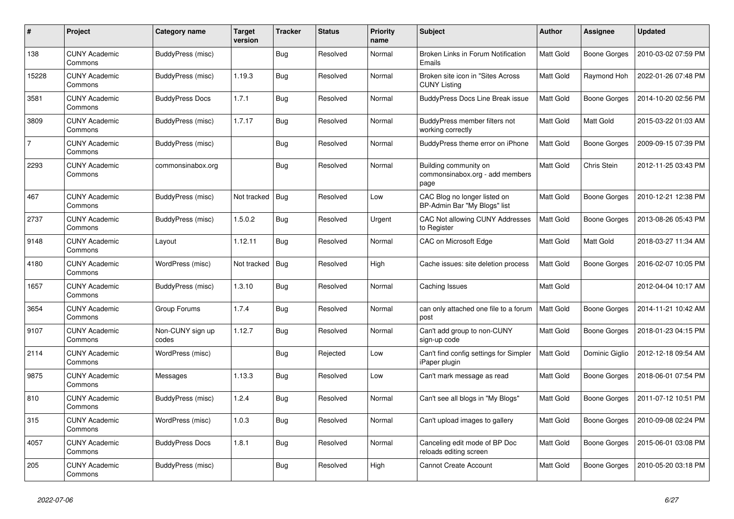| # | Project | Category name | Target version | Tracker | Status | Priority name | Subject | Author | Assignee | Updated |
|---|---|---|---|---|---|---|---|---|---|---|
| 138 | CUNY Academic Commons | BuddyPress (misc) | | Bug | Resolved | Normal | Broken Links in Forum Notification Emails | Matt Gold | Boone Gorges | 2010-03-02 07:59 PM |
| 15228 | CUNY Academic Commons | BuddyPress (misc) | 1.19.3 | Bug | Resolved | Normal | Broken site icon in "Sites Across CUNY Listing | Matt Gold | Raymond Hoh | 2022-01-26 07:48 PM |
| 3581 | CUNY Academic Commons | BuddyPress Docs | 1.7.1 | Bug | Resolved | Normal | BuddyPress Docs Line Break issue | Matt Gold | Boone Gorges | 2014-10-20 02:56 PM |
| 3809 | CUNY Academic Commons | BuddyPress (misc) | 1.7.17 | Bug | Resolved | Normal | BuddyPress member filters not working correctly | Matt Gold | Matt Gold | 2015-03-22 01:03 AM |
| 7 | CUNY Academic Commons | BuddyPress (misc) | | Bug | Resolved | Normal | BuddyPress theme error on iPhone | Matt Gold | Boone Gorges | 2009-09-15 07:39 PM |
| 2293 | CUNY Academic Commons | commonsinabox.org | | Bug | Resolved | Normal | Building community on commonsinabox.org - add members page | Matt Gold | Chris Stein | 2012-11-25 03:43 PM |
| 467 | CUNY Academic Commons | BuddyPress (misc) | Not tracked | Bug | Resolved | Low | CAC Blog no longer listed on BP-Admin Bar "My Blogs" list | Matt Gold | Boone Gorges | 2010-12-21 12:38 PM |
| 2737 | CUNY Academic Commons | BuddyPress (misc) | 1.5.0.2 | Bug | Resolved | Urgent | CAC Not allowing CUNY Addresses to Register | Matt Gold | Boone Gorges | 2013-08-26 05:43 PM |
| 9148 | CUNY Academic Commons | Layout | 1.12.11 | Bug | Resolved | Normal | CAC on Microsoft Edge | Matt Gold | Matt Gold | 2018-03-27 11:34 AM |
| 4180 | CUNY Academic Commons | WordPress (misc) | Not tracked | Bug | Resolved | High | Cache issues: site deletion process | Matt Gold | Boone Gorges | 2016-02-07 10:05 PM |
| 1657 | CUNY Academic Commons | BuddyPress (misc) | 1.3.10 | Bug | Resolved | Normal | Caching Issues | Matt Gold | | 2012-04-04 10:17 AM |
| 3654 | CUNY Academic Commons | Group Forums | 1.7.4 | Bug | Resolved | Normal | can only attached one file to a forum post | Matt Gold | Boone Gorges | 2014-11-21 10:42 AM |
| 9107 | CUNY Academic Commons | Non-CUNY sign up codes | 1.12.7 | Bug | Resolved | Normal | Can't add group to non-CUNY sign-up code | Matt Gold | Boone Gorges | 2018-01-23 04:15 PM |
| 2114 | CUNY Academic Commons | WordPress (misc) | | Bug | Rejected | Low | Can't find config settings for Simpler iPaper plugin | Matt Gold | Dominic Giglio | 2012-12-18 09:54 AM |
| 9875 | CUNY Academic Commons | Messages | 1.13.3 | Bug | Resolved | Low | Can't mark message as read | Matt Gold | Boone Gorges | 2018-06-01 07:54 PM |
| 810 | CUNY Academic Commons | BuddyPress (misc) | 1.2.4 | Bug | Resolved | Normal | Can't see all blogs in "My Blogs" | Matt Gold | Boone Gorges | 2011-07-12 10:51 PM |
| 315 | CUNY Academic Commons | WordPress (misc) | 1.0.3 | Bug | Resolved | Normal | Can't upload images to gallery | Matt Gold | Boone Gorges | 2010-09-08 02:24 PM |
| 4057 | CUNY Academic Commons | BuddyPress Docs | 1.8.1 | Bug | Resolved | Normal | Canceling edit mode of BP Doc reloads editing screen | Matt Gold | Boone Gorges | 2015-06-01 03:08 PM |
| 205 | CUNY Academic Commons | BuddyPress (misc) | | Bug | Resolved | High | Cannot Create Account | Matt Gold | Boone Gorges | 2010-05-20 03:18 PM |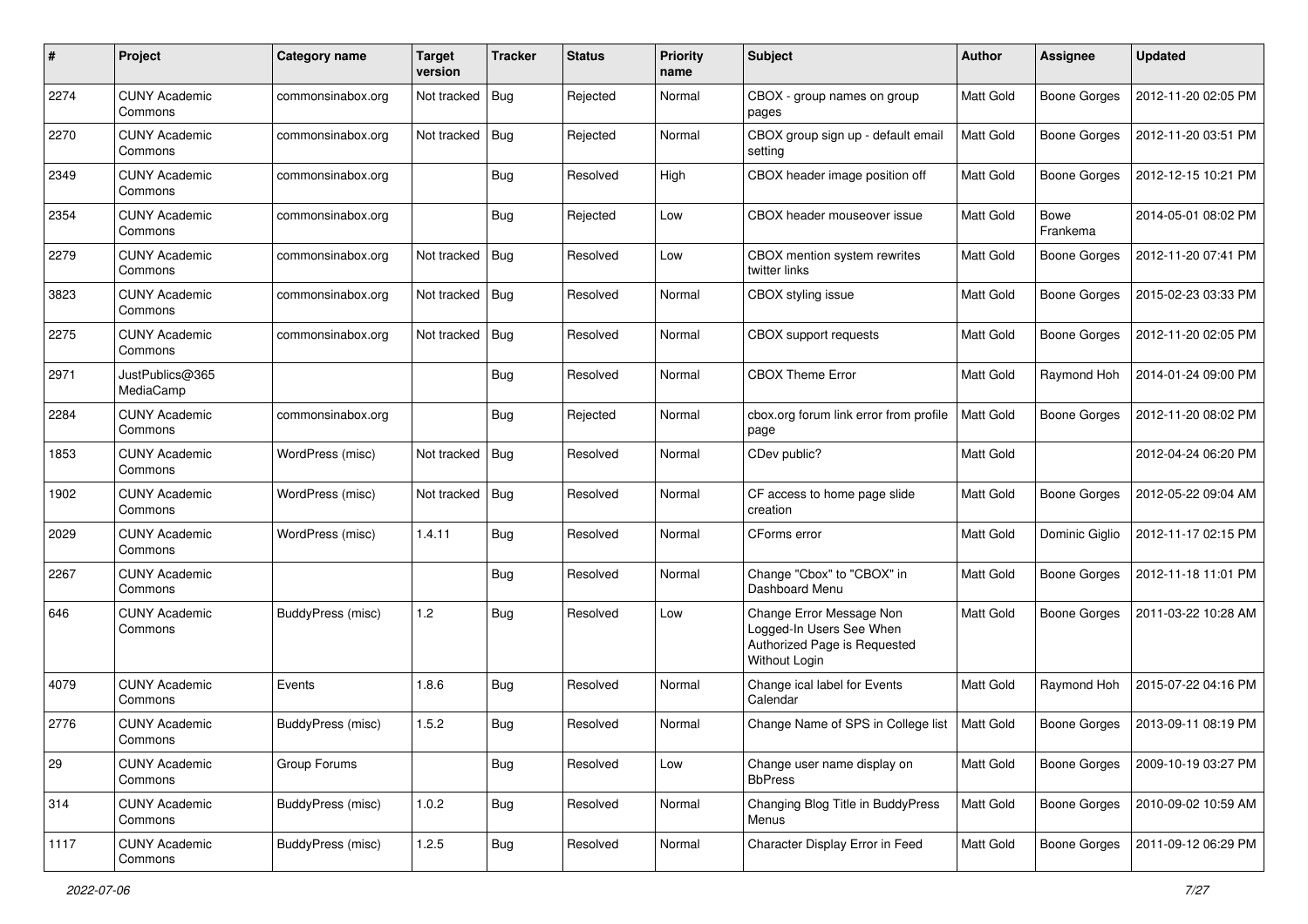| # | Project | Category name | Target version | Tracker | Status | Priority name | Subject | Author | Assignee | Updated |
| --- | --- | --- | --- | --- | --- | --- | --- | --- | --- | --- |
| 2274 | CUNY Academic Commons | commonsinabox.org | Not tracked | Bug | Rejected | Normal | CBOX - group names on group pages | Matt Gold | Boone Gorges | 2012-11-20 02:05 PM |
| 2270 | CUNY Academic Commons | commonsinabox.org | Not tracked | Bug | Rejected | Normal | CBOX group sign up - default email setting | Matt Gold | Boone Gorges | 2012-11-20 03:51 PM |
| 2349 | CUNY Academic Commons | commonsinabox.org | | Bug | Resolved | High | CBOX header image position off | Matt Gold | Boone Gorges | 2012-12-15 10:21 PM |
| 2354 | CUNY Academic Commons | commonsinabox.org | | Bug | Rejected | Low | CBOX header mouseover issue | Matt Gold | Bowe Frankema | 2014-05-01 08:02 PM |
| 2279 | CUNY Academic Commons | commonsinabox.org | Not tracked | Bug | Resolved | Low | CBOX mention system rewrites twitter links | Matt Gold | Boone Gorges | 2012-11-20 07:41 PM |
| 3823 | CUNY Academic Commons | commonsinabox.org | Not tracked | Bug | Resolved | Normal | CBOX styling issue | Matt Gold | Boone Gorges | 2015-02-23 03:33 PM |
| 2275 | CUNY Academic Commons | commonsinabox.org | Not tracked | Bug | Resolved | Normal | CBOX support requests | Matt Gold | Boone Gorges | 2012-11-20 02:05 PM |
| 2971 | JustPublics@365 MediaCamp | | | Bug | Resolved | Normal | CBOX Theme Error | Matt Gold | Raymond Hoh | 2014-01-24 09:00 PM |
| 2284 | CUNY Academic Commons | commonsinabox.org | | Bug | Rejected | Normal | cbox.org forum link error from profile page | Matt Gold | Boone Gorges | 2012-11-20 08:02 PM |
| 1853 | CUNY Academic Commons | WordPress (misc) | Not tracked | Bug | Resolved | Normal | CDev public? | Matt Gold | | 2012-04-24 06:20 PM |
| 1902 | CUNY Academic Commons | WordPress (misc) | Not tracked | Bug | Resolved | Normal | CF access to home page slide creation | Matt Gold | Boone Gorges | 2012-05-22 09:04 AM |
| 2029 | CUNY Academic Commons | WordPress (misc) | 1.4.11 | Bug | Resolved | Normal | CForms error | Matt Gold | Dominic Giglio | 2012-11-17 02:15 PM |
| 2267 | CUNY Academic Commons | | | Bug | Resolved | Normal | Change "Cbox" to "CBOX" in Dashboard Menu | Matt Gold | Boone Gorges | 2012-11-18 11:01 PM |
| 646 | CUNY Academic Commons | BuddyPress (misc) | 1.2 | Bug | Resolved | Low | Change Error Message Non Logged-In Users See When Authorized Page is Requested Without Login | Matt Gold | Boone Gorges | 2011-03-22 10:28 AM |
| 4079 | CUNY Academic Commons | Events | 1.8.6 | Bug | Resolved | Normal | Change ical label for Events Calendar | Matt Gold | Raymond Hoh | 2015-07-22 04:16 PM |
| 2776 | CUNY Academic Commons | BuddyPress (misc) | 1.5.2 | Bug | Resolved | Normal | Change Name of SPS in College list | Matt Gold | Boone Gorges | 2013-09-11 08:19 PM |
| 29 | CUNY Academic Commons | Group Forums | | Bug | Resolved | Low | Change user name display on BbPress | Matt Gold | Boone Gorges | 2009-10-19 03:27 PM |
| 314 | CUNY Academic Commons | BuddyPress (misc) | 1.0.2 | Bug | Resolved | Normal | Changing Blog Title in BuddyPress Menus | Matt Gold | Boone Gorges | 2010-09-02 10:59 AM |
| 1117 | CUNY Academic Commons | BuddyPress (misc) | 1.2.5 | Bug | Resolved | Normal | Character Display Error in Feed | Matt Gold | Boone Gorges | 2011-09-12 06:29 PM |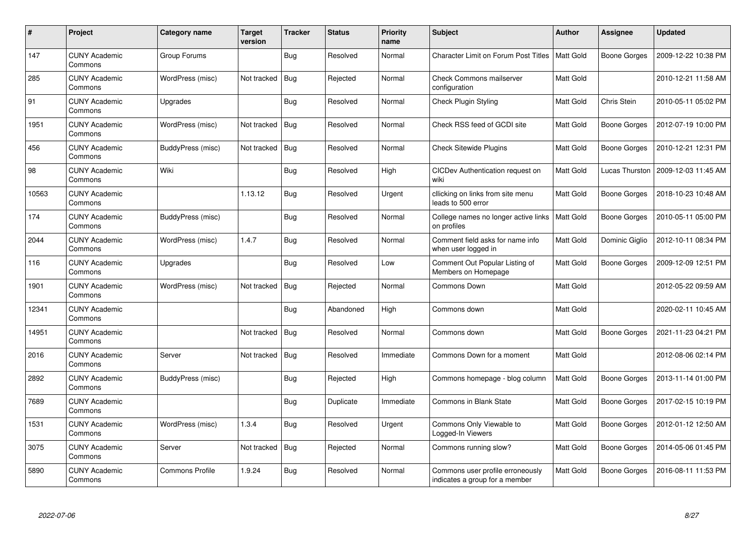| # | Project | Category name | Target version | Tracker | Status | Priority name | Subject | Author | Assignee | Updated |
|---|---|---|---|---|---|---|---|---|---|---|
| 147 | CUNY Academic Commons | Group Forums | | Bug | Resolved | Normal | Character Limit on Forum Post Titles | Matt Gold | Boone Gorges | 2009-12-22 10:38 PM |
| 285 | CUNY Academic Commons | WordPress (misc) | Not tracked | Bug | Rejected | Normal | Check Commons mailserver configuration | Matt Gold | | 2010-12-21 11:58 AM |
| 91 | CUNY Academic Commons | Upgrades | | Bug | Resolved | Normal | Check Plugin Styling | Matt Gold | Chris Stein | 2010-05-11 05:02 PM |
| 1951 | CUNY Academic Commons | WordPress (misc) | Not tracked | Bug | Resolved | Normal | Check RSS feed of GCDI site | Matt Gold | Boone Gorges | 2012-07-19 10:00 PM |
| 456 | CUNY Academic Commons | BuddyPress (misc) | Not tracked | Bug | Resolved | Normal | Check Sitewide Plugins | Matt Gold | Boone Gorges | 2010-12-21 12:31 PM |
| 98 | CUNY Academic Commons | Wiki | | Bug | Resolved | High | CICDev Authentication request on wiki | Matt Gold | Lucas Thurston | 2009-12-03 11:45 AM |
| 10563 | CUNY Academic Commons | | 1.13.12 | Bug | Resolved | Urgent | cllicking on links from site menu leads to 500 error | Matt Gold | Boone Gorges | 2018-10-23 10:48 AM |
| 174 | CUNY Academic Commons | BuddyPress (misc) | | Bug | Resolved | Normal | College names no longer active links on profiles | Matt Gold | Boone Gorges | 2010-05-11 05:00 PM |
| 2044 | CUNY Academic Commons | WordPress (misc) | 1.4.7 | Bug | Resolved | Normal | Comment field asks for name info when user logged in | Matt Gold | Dominic Giglio | 2012-10-11 08:34 PM |
| 116 | CUNY Academic Commons | Upgrades | | Bug | Resolved | Low | Comment Out Popular Listing of Members on Homepage | Matt Gold | Boone Gorges | 2009-12-09 12:51 PM |
| 1901 | CUNY Academic Commons | WordPress (misc) | Not tracked | Bug | Rejected | Normal | Commons Down | Matt Gold | | 2012-05-22 09:59 AM |
| 12341 | CUNY Academic Commons | | | Bug | Abandoned | High | Commons down | Matt Gold | | 2020-02-11 10:45 AM |
| 14951 | CUNY Academic Commons | | Not tracked | Bug | Resolved | Normal | Commons down | Matt Gold | Boone Gorges | 2021-11-23 04:21 PM |
| 2016 | CUNY Academic Commons | Server | Not tracked | Bug | Resolved | Immediate | Commons Down for a moment | Matt Gold | | 2012-08-06 02:14 PM |
| 2892 | CUNY Academic Commons | BuddyPress (misc) | | Bug | Rejected | High | Commons homepage - blog column | Matt Gold | Boone Gorges | 2013-11-14 01:00 PM |
| 7689 | CUNY Academic Commons | | | Bug | Duplicate | Immediate | Commons in Blank State | Matt Gold | Boone Gorges | 2017-02-15 10:19 PM |
| 1531 | CUNY Academic Commons | WordPress (misc) | 1.3.4 | Bug | Resolved | Urgent | Commons Only Viewable to Logged-In Viewers | Matt Gold | Boone Gorges | 2012-01-12 12:50 AM |
| 3075 | CUNY Academic Commons | Server | Not tracked | Bug | Rejected | Normal | Commons running slow? | Matt Gold | Boone Gorges | 2014-05-06 01:45 PM |
| 5890 | CUNY Academic Commons | Commons Profile | 1.9.24 | Bug | Resolved | Normal | Commons user profile erroneously indicates a group for a member | Matt Gold | Boone Gorges | 2016-08-11 11:53 PM |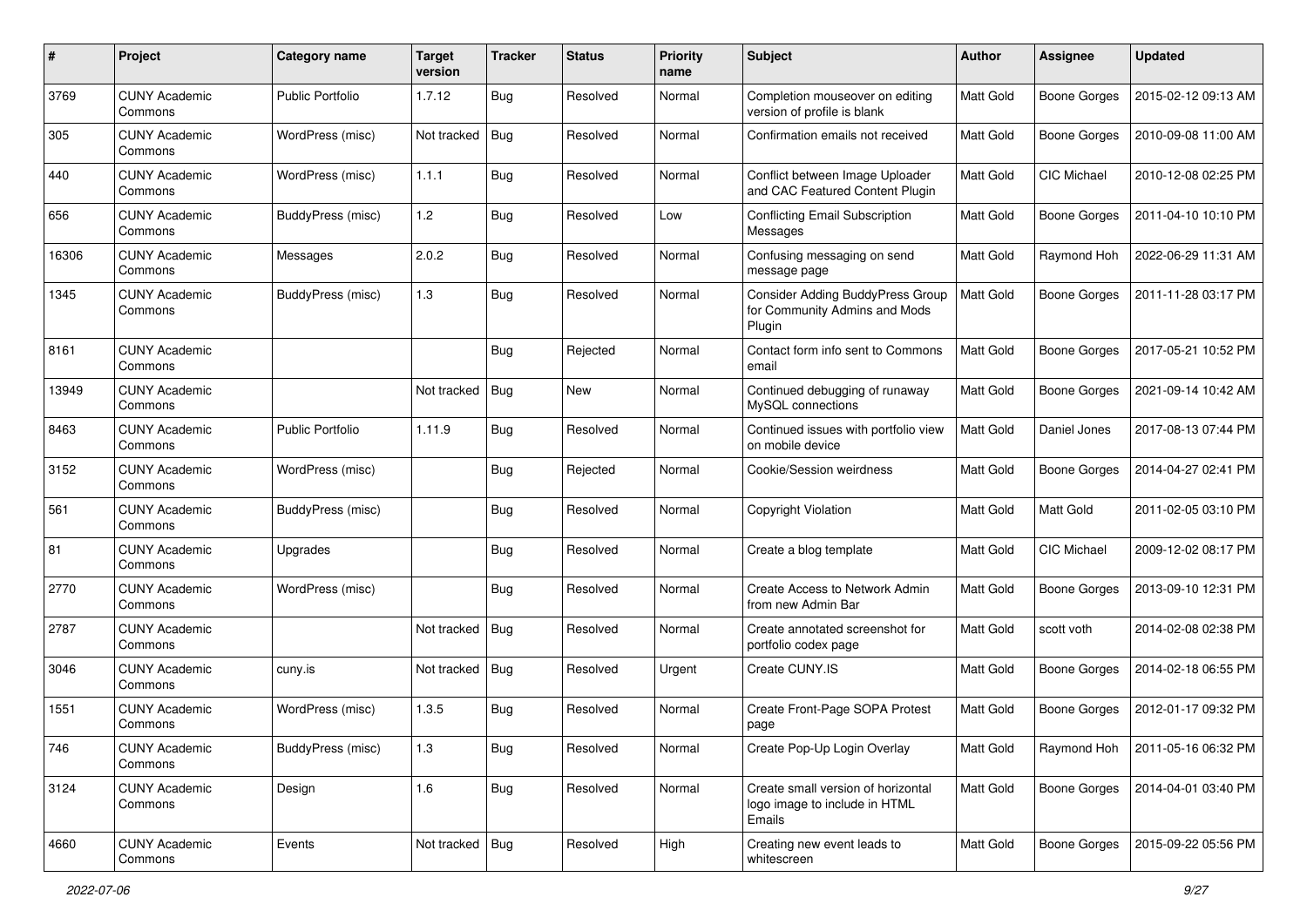| # | Project | Category name | Target version | Tracker | Status | Priority name | Subject | Author | Assignee | Updated |
|---|---|---|---|---|---|---|---|---|---|---|
| 3769 | CUNY Academic Commons | Public Portfolio | 1.7.12 | Bug | Resolved | Normal | Completion mouseover on editing version of profile is blank | Matt Gold | Boone Gorges | 2015-02-12 09:13 AM |
| 305 | CUNY Academic Commons | WordPress (misc) | Not tracked | Bug | Resolved | Normal | Confirmation emails not received | Matt Gold | Boone Gorges | 2010-09-08 11:00 AM |
| 440 | CUNY Academic Commons | WordPress (misc) | 1.1.1 | Bug | Resolved | Normal | Conflict between Image Uploader and CAC Featured Content Plugin | Matt Gold | CIC Michael | 2010-12-08 02:25 PM |
| 656 | CUNY Academic Commons | BuddyPress (misc) | 1.2 | Bug | Resolved | Low | Conflicting Email Subscription Messages | Matt Gold | Boone Gorges | 2011-04-10 10:10 PM |
| 16306 | CUNY Academic Commons | Messages | 2.0.2 | Bug | Resolved | Normal | Confusing messaging on send message page | Matt Gold | Raymond Hoh | 2022-06-29 11:31 AM |
| 1345 | CUNY Academic Commons | BuddyPress (misc) | 1.3 | Bug | Resolved | Normal | Consider Adding BuddyPress Group for Community Admins and Mods Plugin | Matt Gold | Boone Gorges | 2011-11-28 03:17 PM |
| 8161 | CUNY Academic Commons | | | Bug | Rejected | Normal | Contact form info sent to Commons email | Matt Gold | Boone Gorges | 2017-05-21 10:52 PM |
| 13949 | CUNY Academic Commons | | Not tracked | Bug | New | Normal | Continued debugging of runaway MySQL connections | Matt Gold | Boone Gorges | 2021-09-14 10:42 AM |
| 8463 | CUNY Academic Commons | Public Portfolio | 1.11.9 | Bug | Resolved | Normal | Continued issues with portfolio view on mobile device | Matt Gold | Daniel Jones | 2017-08-13 07:44 PM |
| 3152 | CUNY Academic Commons | WordPress (misc) | | Bug | Rejected | Normal | Cookie/Session weirdness | Matt Gold | Boone Gorges | 2014-04-27 02:41 PM |
| 561 | CUNY Academic Commons | BuddyPress (misc) | | Bug | Resolved | Normal | Copyright Violation | Matt Gold | Matt Gold | 2011-02-05 03:10 PM |
| 81 | CUNY Academic Commons | Upgrades | | Bug | Resolved | Normal | Create a blog template | Matt Gold | CIC Michael | 2009-12-02 08:17 PM |
| 2770 | CUNY Academic Commons | WordPress (misc) | | Bug | Resolved | Normal | Create Access to Network Admin from new Admin Bar | Matt Gold | Boone Gorges | 2013-09-10 12:31 PM |
| 2787 | CUNY Academic Commons | | Not tracked | Bug | Resolved | Normal | Create annotated screenshot for portfolio codex page | Matt Gold | scott voth | 2014-02-08 02:38 PM |
| 3046 | CUNY Academic Commons | cuny.is | Not tracked | Bug | Resolved | Urgent | Create CUNY.IS | Matt Gold | Boone Gorges | 2014-02-18 06:55 PM |
| 1551 | CUNY Academic Commons | WordPress (misc) | 1.3.5 | Bug | Resolved | Normal | Create Front-Page SOPA Protest page | Matt Gold | Boone Gorges | 2012-01-17 09:32 PM |
| 746 | CUNY Academic Commons | BuddyPress (misc) | 1.3 | Bug | Resolved | Normal | Create Pop-Up Login Overlay | Matt Gold | Raymond Hoh | 2011-05-16 06:32 PM |
| 3124 | CUNY Academic Commons | Design | 1.6 | Bug | Resolved | Normal | Create small version of horizontal logo image to include in HTML Emails | Matt Gold | Boone Gorges | 2014-04-01 03:40 PM |
| 4660 | CUNY Academic Commons | Events | Not tracked | Bug | Resolved | High | Creating new event leads to whitescreen | Matt Gold | Boone Gorges | 2015-09-22 05:56 PM |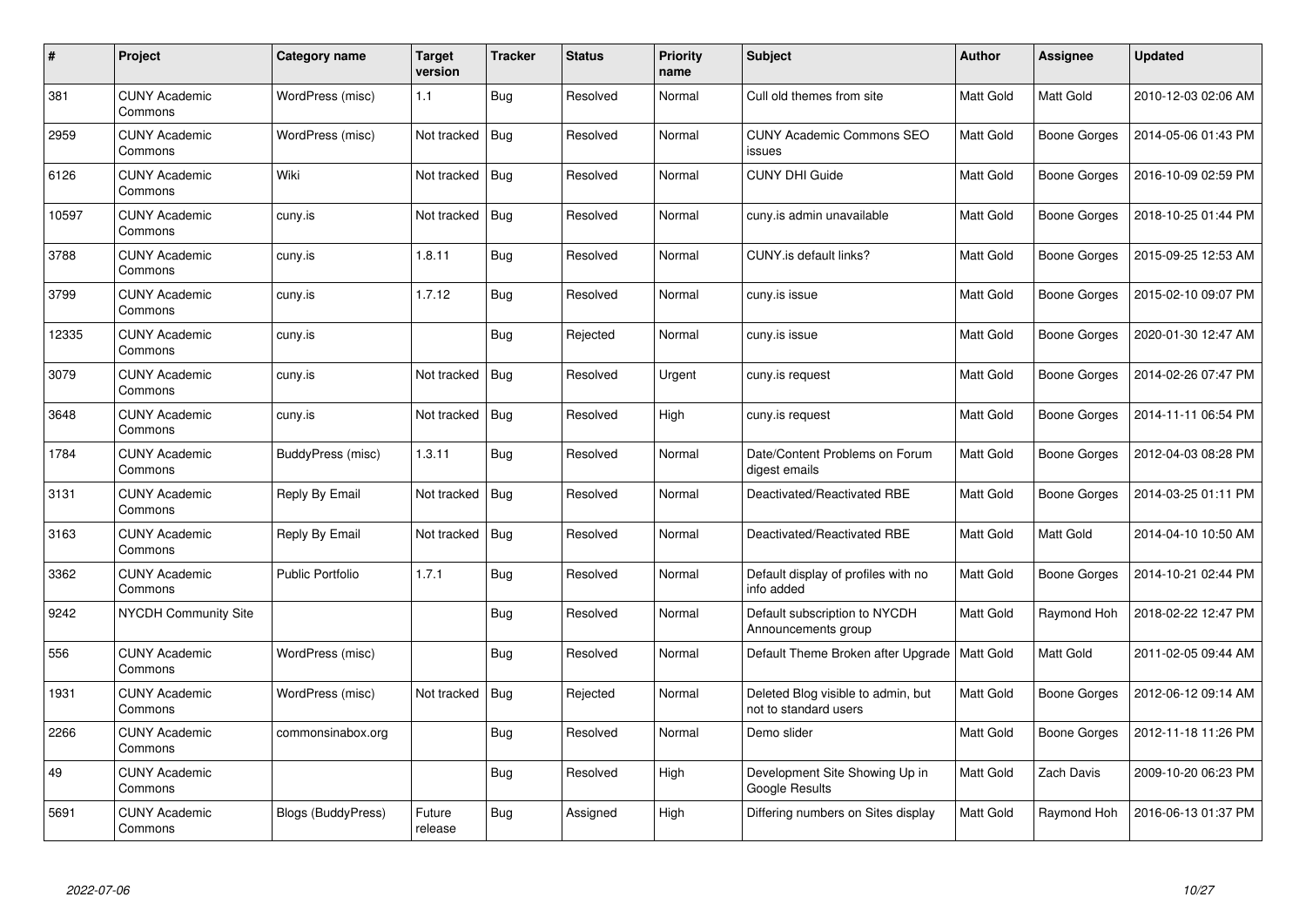| # | Project | Category name | Target version | Tracker | Status | Priority name | Subject | Author | Assignee | Updated |
|---|---|---|---|---|---|---|---|---|---|---|
| 381 | CUNY Academic Commons | WordPress (misc) | 1.1 | Bug | Resolved | Normal | Cull old themes from site | Matt Gold | Matt Gold | 2010-12-03 02:06 AM |
| 2959 | CUNY Academic Commons | WordPress (misc) | Not tracked | Bug | Resolved | Normal | CUNY Academic Commons SEO issues | Matt Gold | Boone Gorges | 2014-05-06 01:43 PM |
| 6126 | CUNY Academic Commons | Wiki | Not tracked | Bug | Resolved | Normal | CUNY DHI Guide | Matt Gold | Boone Gorges | 2016-10-09 02:59 PM |
| 10597 | CUNY Academic Commons | cuny.is | Not tracked | Bug | Resolved | Normal | cuny.is admin unavailable | Matt Gold | Boone Gorges | 2018-10-25 01:44 PM |
| 3788 | CUNY Academic Commons | cuny.is | 1.8.11 | Bug | Resolved | Normal | CUNY.is default links? | Matt Gold | Boone Gorges | 2015-09-25 12:53 AM |
| 3799 | CUNY Academic Commons | cuny.is | 1.7.12 | Bug | Resolved | Normal | cuny.is issue | Matt Gold | Boone Gorges | 2015-02-10 09:07 PM |
| 12335 | CUNY Academic Commons | cuny.is | | Bug | Rejected | Normal | cuny.is issue | Matt Gold | Boone Gorges | 2020-01-30 12:47 AM |
| 3079 | CUNY Academic Commons | cuny.is | Not tracked | Bug | Resolved | Urgent | cuny.is request | Matt Gold | Boone Gorges | 2014-02-26 07:47 PM |
| 3648 | CUNY Academic Commons | cuny.is | Not tracked | Bug | Resolved | High | cuny.is request | Matt Gold | Boone Gorges | 2014-11-11 06:54 PM |
| 1784 | CUNY Academic Commons | BuddyPress (misc) | 1.3.11 | Bug | Resolved | Normal | Date/Content Problems on Forum digest emails | Matt Gold | Boone Gorges | 2012-04-03 08:28 PM |
| 3131 | CUNY Academic Commons | Reply By Email | Not tracked | Bug | Resolved | Normal | Deactivated/Reactivated RBE | Matt Gold | Boone Gorges | 2014-03-25 01:11 PM |
| 3163 | CUNY Academic Commons | Reply By Email | Not tracked | Bug | Resolved | Normal | Deactivated/Reactivated RBE | Matt Gold | Matt Gold | 2014-04-10 10:50 AM |
| 3362 | CUNY Academic Commons | Public Portfolio | 1.7.1 | Bug | Resolved | Normal | Default display of profiles with no info added | Matt Gold | Boone Gorges | 2014-10-21 02:44 PM |
| 9242 | NYCDH Community Site | | | Bug | Resolved | Normal | Default subscription to NYCDH Announcements group | Matt Gold | Raymond Hoh | 2018-02-22 12:47 PM |
| 556 | CUNY Academic Commons | WordPress (misc) | | Bug | Resolved | Normal | Default Theme Broken after Upgrade | Matt Gold | Matt Gold | 2011-02-05 09:44 AM |
| 1931 | CUNY Academic Commons | WordPress (misc) | Not tracked | Bug | Rejected | Normal | Deleted Blog visible to admin, but not to standard users | Matt Gold | Boone Gorges | 2012-06-12 09:14 AM |
| 2266 | CUNY Academic Commons | commonsinabox.org | | Bug | Resolved | Normal | Demo slider | Matt Gold | Boone Gorges | 2012-11-18 11:26 PM |
| 49 | CUNY Academic Commons | | | Bug | Resolved | High | Development Site Showing Up in Google Results | Matt Gold | Zach Davis | 2009-10-20 06:23 PM |
| 5691 | CUNY Academic Commons | Blogs (BuddyPress) | Future release | Bug | Assigned | High | Differing numbers on Sites display | Matt Gold | Raymond Hoh | 2016-06-13 01:37 PM |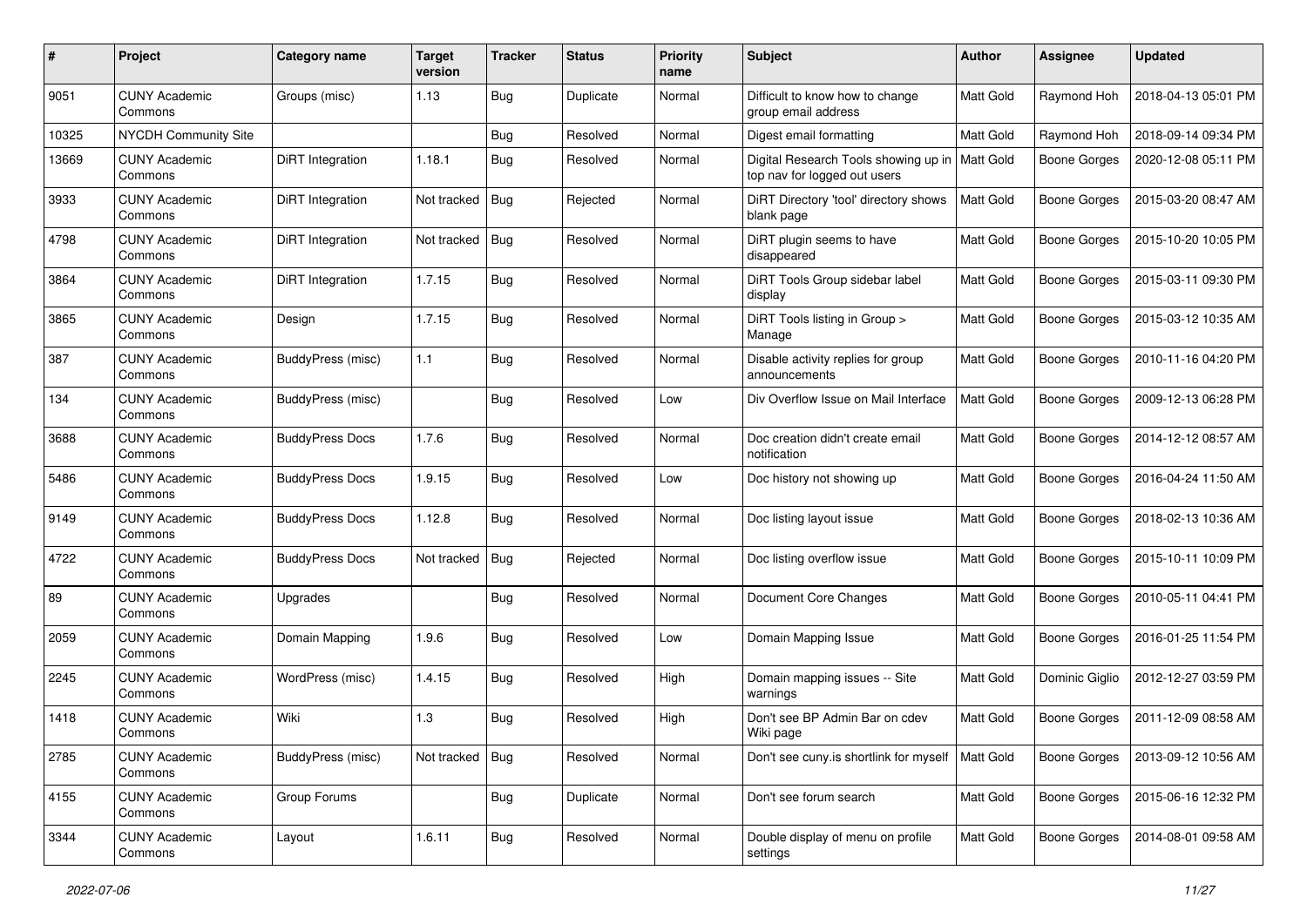| # | Project | Category name | Target version | Tracker | Status | Priority name | Subject | Author | Assignee | Updated |
|---|---|---|---|---|---|---|---|---|---|---|
| 9051 | CUNY Academic Commons | Groups (misc) | 1.13 | Bug | Duplicate | Normal | Difficult to know how to change group email address | Matt Gold | Raymond Hoh | 2018-04-13 05:01 PM |
| 10325 | NYCDH Community Site | | | Bug | Resolved | Normal | Digest email formatting | Matt Gold | Raymond Hoh | 2018-09-14 09:34 PM |
| 13669 | CUNY Academic Commons | DiRT Integration | 1.18.1 | Bug | Resolved | Normal | Digital Research Tools showing up in top nav for logged out users | Matt Gold | Boone Gorges | 2020-12-08 05:11 PM |
| 3933 | CUNY Academic Commons | DiRT Integration | Not tracked | Bug | Rejected | Normal | DiRT Directory 'tool' directory shows blank page | Matt Gold | Boone Gorges | 2015-03-20 08:47 AM |
| 4798 | CUNY Academic Commons | DiRT Integration | Not tracked | Bug | Resolved | Normal | DiRT plugin seems to have disappeared | Matt Gold | Boone Gorges | 2015-10-20 10:05 PM |
| 3864 | CUNY Academic Commons | DiRT Integration | 1.7.15 | Bug | Resolved | Normal | DiRT Tools Group sidebar label display | Matt Gold | Boone Gorges | 2015-03-11 09:30 PM |
| 3865 | CUNY Academic Commons | Design | 1.7.15 | Bug | Resolved | Normal | DiRT Tools listing in Group > Manage | Matt Gold | Boone Gorges | 2015-03-12 10:35 AM |
| 387 | CUNY Academic Commons | BuddyPress (misc) | 1.1 | Bug | Resolved | Normal | Disable activity replies for group announcements | Matt Gold | Boone Gorges | 2010-11-16 04:20 PM |
| 134 | CUNY Academic Commons | BuddyPress (misc) | | Bug | Resolved | Low | Div Overflow Issue on Mail Interface | Matt Gold | Boone Gorges | 2009-12-13 06:28 PM |
| 3688 | CUNY Academic Commons | BuddyPress Docs | 1.7.6 | Bug | Resolved | Normal | Doc creation didn't create email notification | Matt Gold | Boone Gorges | 2014-12-12 08:57 AM |
| 5486 | CUNY Academic Commons | BuddyPress Docs | 1.9.15 | Bug | Resolved | Low | Doc history not showing up | Matt Gold | Boone Gorges | 2016-04-24 11:50 AM |
| 9149 | CUNY Academic Commons | BuddyPress Docs | 1.12.8 | Bug | Resolved | Normal | Doc listing layout issue | Matt Gold | Boone Gorges | 2018-02-13 10:36 AM |
| 4722 | CUNY Academic Commons | BuddyPress Docs | Not tracked | Bug | Rejected | Normal | Doc listing overflow issue | Matt Gold | Boone Gorges | 2015-10-11 10:09 PM |
| 89 | CUNY Academic Commons | Upgrades | | Bug | Resolved | Normal | Document Core Changes | Matt Gold | Boone Gorges | 2010-05-11 04:41 PM |
| 2059 | CUNY Academic Commons | Domain Mapping | 1.9.6 | Bug | Resolved | Low | Domain Mapping Issue | Matt Gold | Boone Gorges | 2016-01-25 11:54 PM |
| 2245 | CUNY Academic Commons | WordPress (misc) | 1.4.15 | Bug | Resolved | High | Domain mapping issues -- Site warnings | Matt Gold | Dominic Giglio | 2012-12-27 03:59 PM |
| 1418 | CUNY Academic Commons | Wiki | 1.3 | Bug | Resolved | High | Don't see BP Admin Bar on cdev Wiki page | Matt Gold | Boone Gorges | 2011-12-09 08:58 AM |
| 2785 | CUNY Academic Commons | BuddyPress (misc) | Not tracked | Bug | Resolved | Normal | Don't see cuny.is shortlink for myself | Matt Gold | Boone Gorges | 2013-09-12 10:56 AM |
| 4155 | CUNY Academic Commons | Group Forums | | Bug | Duplicate | Normal | Don't see forum search | Matt Gold | Boone Gorges | 2015-06-16 12:32 PM |
| 3344 | CUNY Academic Commons | Layout | 1.6.11 | Bug | Resolved | Normal | Double display of menu on profile settings | Matt Gold | Boone Gorges | 2014-08-01 09:58 AM |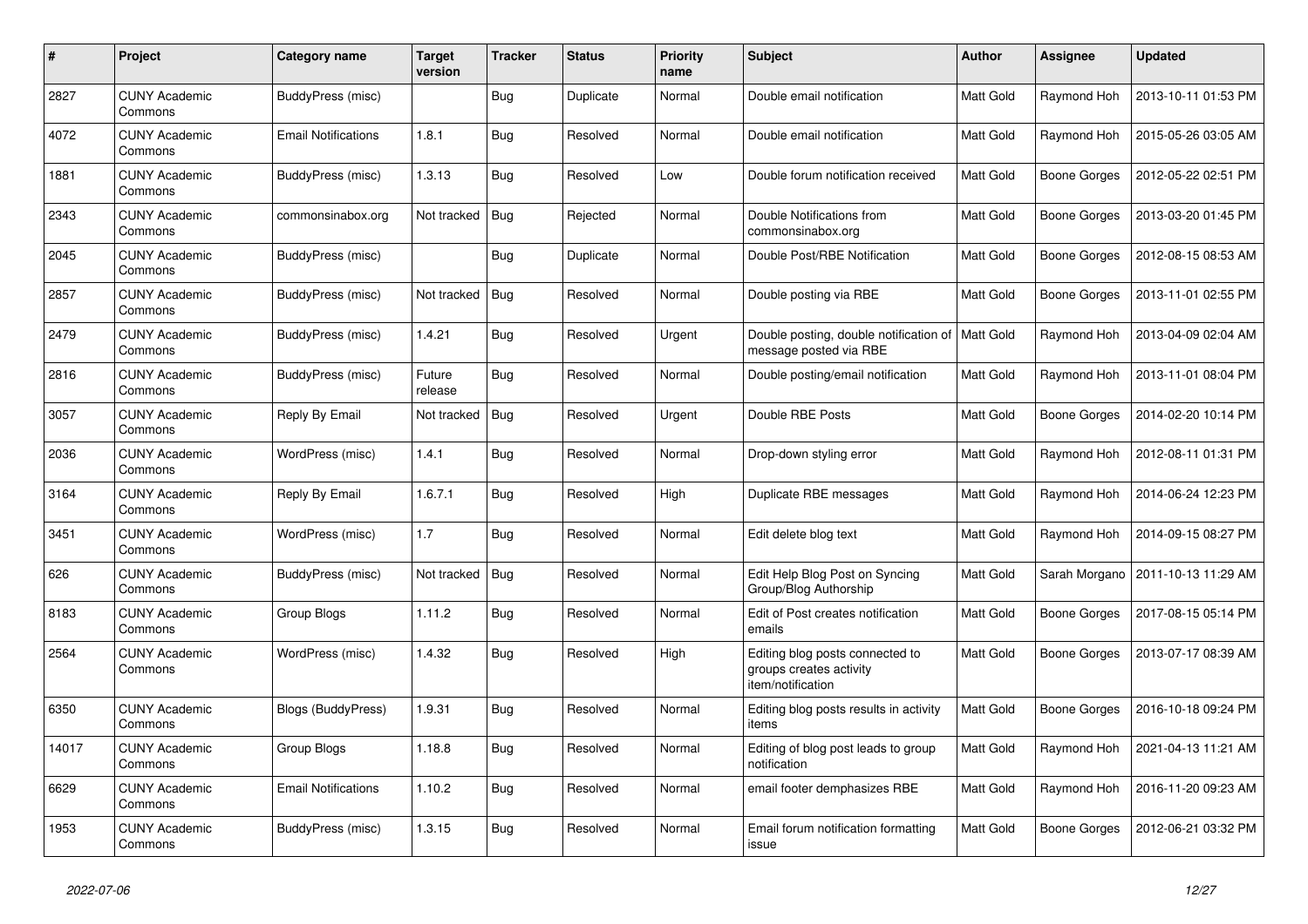| # | Project | Category name | Target version | Tracker | Status | Priority name | Subject | Author | Assignee | Updated |
|---|---|---|---|---|---|---|---|---|---|---|
| 2827 | CUNY Academic Commons | BuddyPress (misc) | | Bug | Duplicate | Normal | Double email notification | Matt Gold | Raymond Hoh | 2013-10-11 01:53 PM |
| 4072 | CUNY Academic Commons | Email Notifications | 1.8.1 | Bug | Resolved | Normal | Double email notification | Matt Gold | Raymond Hoh | 2015-05-26 03:05 AM |
| 1881 | CUNY Academic Commons | BuddyPress (misc) | 1.3.13 | Bug | Resolved | Low | Double forum notification received | Matt Gold | Boone Gorges | 2012-05-22 02:51 PM |
| 2343 | CUNY Academic Commons | commonsinabox.org | Not tracked | Bug | Rejected | Normal | Double Notifications from commonsinabox.org | Matt Gold | Boone Gorges | 2013-03-20 01:45 PM |
| 2045 | CUNY Academic Commons | BuddyPress (misc) | | Bug | Duplicate | Normal | Double Post/RBE Notification | Matt Gold | Boone Gorges | 2012-08-15 08:53 AM |
| 2857 | CUNY Academic Commons | BuddyPress (misc) | Not tracked | Bug | Resolved | Normal | Double posting via RBE | Matt Gold | Boone Gorges | 2013-11-01 02:55 PM |
| 2479 | CUNY Academic Commons | BuddyPress (misc) | 1.4.21 | Bug | Resolved | Urgent | Double posting, double notification of message posted via RBE | Matt Gold | Raymond Hoh | 2013-04-09 02:04 AM |
| 2816 | CUNY Academic Commons | BuddyPress (misc) | Future release | Bug | Resolved | Normal | Double posting/email notification | Matt Gold | Raymond Hoh | 2013-11-01 08:04 PM |
| 3057 | CUNY Academic Commons | Reply By Email | Not tracked | Bug | Resolved | Urgent | Double RBE Posts | Matt Gold | Boone Gorges | 2014-02-20 10:14 PM |
| 2036 | CUNY Academic Commons | WordPress (misc) | 1.4.1 | Bug | Resolved | Normal | Drop-down styling error | Matt Gold | Raymond Hoh | 2012-08-11 01:31 PM |
| 3164 | CUNY Academic Commons | Reply By Email | 1.6.7.1 | Bug | Resolved | High | Duplicate RBE messages | Matt Gold | Raymond Hoh | 2014-06-24 12:23 PM |
| 3451 | CUNY Academic Commons | WordPress (misc) | 1.7 | Bug | Resolved | Normal | Edit delete blog text | Matt Gold | Raymond Hoh | 2014-09-15 08:27 PM |
| 626 | CUNY Academic Commons | BuddyPress (misc) | Not tracked | Bug | Resolved | Normal | Edit Help Blog Post on Syncing Group/Blog Authorship | Matt Gold | Sarah Morgano | 2011-10-13 11:29 AM |
| 8183 | CUNY Academic Commons | Group Blogs | 1.11.2 | Bug | Resolved | Normal | Edit of Post creates notification emails | Matt Gold | Boone Gorges | 2017-08-15 05:14 PM |
| 2564 | CUNY Academic Commons | WordPress (misc) | 1.4.32 | Bug | Resolved | High | Editing blog posts connected to groups creates activity item/notification | Matt Gold | Boone Gorges | 2013-07-17 08:39 AM |
| 6350 | CUNY Academic Commons | Blogs (BuddyPress) | 1.9.31 | Bug | Resolved | Normal | Editing blog posts results in activity items | Matt Gold | Boone Gorges | 2016-10-18 09:24 PM |
| 14017 | CUNY Academic Commons | Group Blogs | 1.18.8 | Bug | Resolved | Normal | Editing of blog post leads to group notification | Matt Gold | Raymond Hoh | 2021-04-13 11:21 AM |
| 6629 | CUNY Academic Commons | Email Notifications | 1.10.2 | Bug | Resolved | Normal | email footer demphasizes RBE | Matt Gold | Raymond Hoh | 2016-11-20 09:23 AM |
| 1953 | CUNY Academic Commons | BuddyPress (misc) | 1.3.15 | Bug | Resolved | Normal | Email forum notification formatting issue | Matt Gold | Boone Gorges | 2012-06-21 03:32 PM |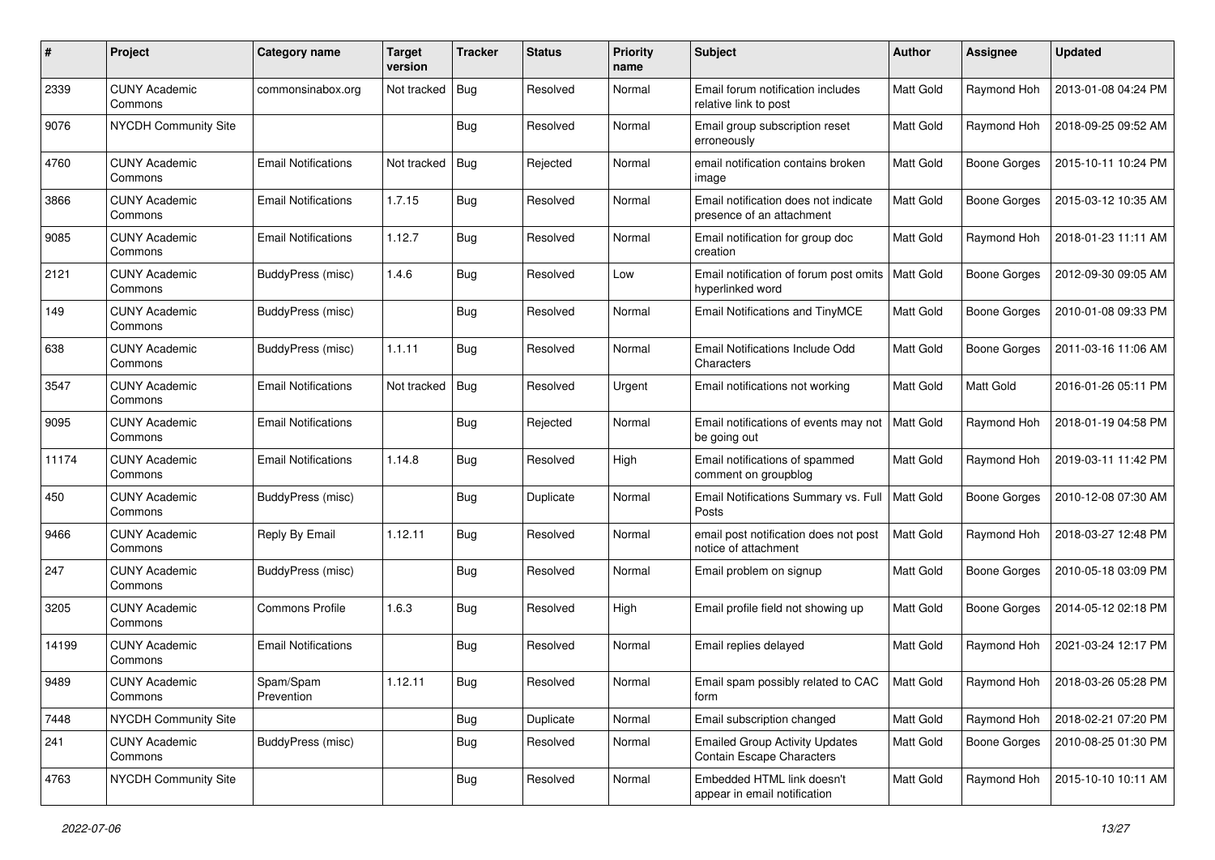| # | Project | Category name | Target version | Tracker | Status | Priority name | Subject | Author | Assignee | Updated |
|---|---|---|---|---|---|---|---|---|---|---|
| 2339 | CUNY Academic Commons | commonsinabox.org | Not tracked | Bug | Resolved | Normal | Email forum notification includes relative link to post | Matt Gold | Raymond Hoh | 2013-01-08 04:24 PM |
| 9076 | NYCDH Community Site | | | Bug | Resolved | Normal | Email group subscription reset erroneously | Matt Gold | Raymond Hoh | 2018-09-25 09:52 AM |
| 4760 | CUNY Academic Commons | Email Notifications | Not tracked | Bug | Rejected | Normal | email notification contains broken image | Matt Gold | Boone Gorges | 2015-10-11 10:24 PM |
| 3866 | CUNY Academic Commons | Email Notifications | 1.7.15 | Bug | Resolved | Normal | Email notification does not indicate presence of an attachment | Matt Gold | Boone Gorges | 2015-03-12 10:35 AM |
| 9085 | CUNY Academic Commons | Email Notifications | 1.12.7 | Bug | Resolved | Normal | Email notification for group doc creation | Matt Gold | Raymond Hoh | 2018-01-23 11:11 AM |
| 2121 | CUNY Academic Commons | BuddyPress (misc) | 1.4.6 | Bug | Resolved | Low | Email notification of forum post omits hyperlinked word | Matt Gold | Boone Gorges | 2012-09-30 09:05 AM |
| 149 | CUNY Academic Commons | BuddyPress (misc) | | Bug | Resolved | Normal | Email Notifications and TinyMCE | Matt Gold | Boone Gorges | 2010-01-08 09:33 PM |
| 638 | CUNY Academic Commons | BuddyPress (misc) | 1.1.11 | Bug | Resolved | Normal | Email Notifications Include Odd Characters | Matt Gold | Boone Gorges | 2011-03-16 11:06 AM |
| 3547 | CUNY Academic Commons | Email Notifications | Not tracked | Bug | Resolved | Urgent | Email notifications not working | Matt Gold | Matt Gold | 2016-01-26 05:11 PM |
| 9095 | CUNY Academic Commons | Email Notifications | | Bug | Rejected | Normal | Email notifications of events may not be going out | Matt Gold | Raymond Hoh | 2018-01-19 04:58 PM |
| 11174 | CUNY Academic Commons | Email Notifications | 1.14.8 | Bug | Resolved | High | Email notifications of spammed comment on groupblog | Matt Gold | Raymond Hoh | 2019-03-11 11:42 PM |
| 450 | CUNY Academic Commons | BuddyPress (misc) | | Bug | Duplicate | Normal | Email Notifications Summary vs. Full Posts | Matt Gold | Boone Gorges | 2010-12-08 07:30 AM |
| 9466 | CUNY Academic Commons | Reply By Email | 1.12.11 | Bug | Resolved | Normal | email post notification does not post notice of attachment | Matt Gold | Raymond Hoh | 2018-03-27 12:48 PM |
| 247 | CUNY Academic Commons | BuddyPress (misc) | | Bug | Resolved | Normal | Email problem on signup | Matt Gold | Boone Gorges | 2010-05-18 03:09 PM |
| 3205 | CUNY Academic Commons | Commons Profile | 1.6.3 | Bug | Resolved | High | Email profile field not showing up | Matt Gold | Boone Gorges | 2014-05-12 02:18 PM |
| 14199 | CUNY Academic Commons | Email Notifications | | Bug | Resolved | Normal | Email replies delayed | Matt Gold | Raymond Hoh | 2021-03-24 12:17 PM |
| 9489 | CUNY Academic Commons | Spam/Spam Prevention | 1.12.11 | Bug | Resolved | Normal | Email spam possibly related to CAC form | Matt Gold | Raymond Hoh | 2018-03-26 05:28 PM |
| 7448 | NYCDH Community Site | | | Bug | Duplicate | Normal | Email subscription changed | Matt Gold | Raymond Hoh | 2018-02-21 07:20 PM |
| 241 | CUNY Academic Commons | BuddyPress (misc) | | Bug | Resolved | Normal | Emailed Group Activity Updates Contain Escape Characters | Matt Gold | Boone Gorges | 2010-08-25 01:30 PM |
| 4763 | NYCDH Community Site | | | Bug | Resolved | Normal | Embedded HTML link doesn't appear in email notification | Matt Gold | Raymond Hoh | 2015-10-10 10:11 AM |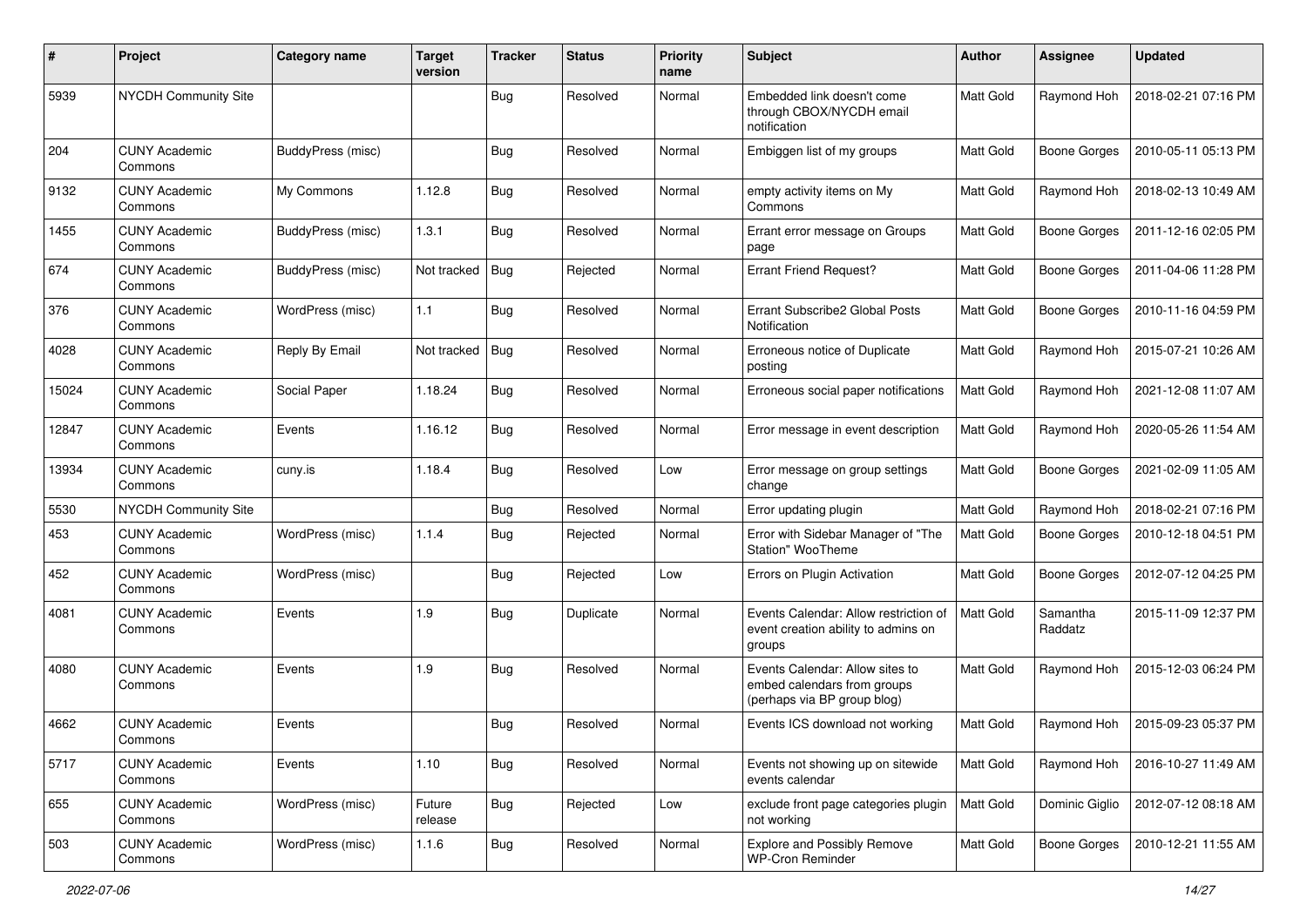| # | Project | Category name | Target version | Tracker | Status | Priority name | Subject | Author | Assignee | Updated |
|---|---|---|---|---|---|---|---|---|---|---|
| 5939 | NYCDH Community Site | | | Bug | Resolved | Normal | Embedded link doesn't come through CBOX/NYCDH email notification | Matt Gold | Raymond Hoh | 2018-02-21 07:16 PM |
| 204 | CUNY Academic Commons | BuddyPress (misc) | | Bug | Resolved | Normal | Embiggen list of my groups | Matt Gold | Boone Gorges | 2010-05-11 05:13 PM |
| 9132 | CUNY Academic Commons | My Commons | 1.12.8 | Bug | Resolved | Normal | empty activity items on My Commons | Matt Gold | Raymond Hoh | 2018-02-13 10:49 AM |
| 1455 | CUNY Academic Commons | BuddyPress (misc) | 1.3.1 | Bug | Resolved | Normal | Errant error message on Groups page | Matt Gold | Boone Gorges | 2011-12-16 02:05 PM |
| 674 | CUNY Academic Commons | BuddyPress (misc) | Not tracked | Bug | Rejected | Normal | Errant Friend Request? | Matt Gold | Boone Gorges | 2011-04-06 11:28 PM |
| 376 | CUNY Academic Commons | WordPress (misc) | 1.1 | Bug | Resolved | Normal | Errant Subscribe2 Global Posts Notification | Matt Gold | Boone Gorges | 2010-11-16 04:59 PM |
| 4028 | CUNY Academic Commons | Reply By Email | Not tracked | Bug | Resolved | Normal | Erroneous notice of Duplicate posting | Matt Gold | Raymond Hoh | 2015-07-21 10:26 AM |
| 15024 | CUNY Academic Commons | Social Paper | 1.18.24 | Bug | Resolved | Normal | Erroneous social paper notifications | Matt Gold | Raymond Hoh | 2021-12-08 11:07 AM |
| 12847 | CUNY Academic Commons | Events | 1.16.12 | Bug | Resolved | Normal | Error message in event description | Matt Gold | Raymond Hoh | 2020-05-26 11:54 AM |
| 13934 | CUNY Academic Commons | cuny.is | 1.18.4 | Bug | Resolved | Low | Error message on group settings change | Matt Gold | Boone Gorges | 2021-02-09 11:05 AM |
| 5530 | NYCDH Community Site | | | Bug | Resolved | Normal | Error updating plugin | Matt Gold | Raymond Hoh | 2018-02-21 07:16 PM |
| 453 | CUNY Academic Commons | WordPress (misc) | 1.1.4 | Bug | Rejected | Normal | Error with Sidebar Manager of "The Station" WooTheme | Matt Gold | Boone Gorges | 2010-12-18 04:51 PM |
| 452 | CUNY Academic Commons | WordPress (misc) | | Bug | Rejected | Low | Errors on Plugin Activation | Matt Gold | Boone Gorges | 2012-07-12 04:25 PM |
| 4081 | CUNY Academic Commons | Events | 1.9 | Bug | Duplicate | Normal | Events Calendar: Allow restriction of event creation ability to admins on groups | Matt Gold | Samantha Raddatz | 2015-11-09 12:37 PM |
| 4080 | CUNY Academic Commons | Events | 1.9 | Bug | Resolved | Normal | Events Calendar: Allow sites to embed calendars from groups (perhaps via BP group blog) | Matt Gold | Raymond Hoh | 2015-12-03 06:24 PM |
| 4662 | CUNY Academic Commons | Events | | Bug | Resolved | Normal | Events ICS download not working | Matt Gold | Raymond Hoh | 2015-09-23 05:37 PM |
| 5717 | CUNY Academic Commons | Events | 1.10 | Bug | Resolved | Normal | Events not showing up on sitewide events calendar | Matt Gold | Raymond Hoh | 2016-10-27 11:49 AM |
| 655 | CUNY Academic Commons | WordPress (misc) | Future release | Bug | Rejected | Low | exclude front page categories plugin not working | Matt Gold | Dominic Giglio | 2012-07-12 08:18 AM |
| 503 | CUNY Academic Commons | WordPress (misc) | 1.1.6 | Bug | Resolved | Normal | Explore and Possibly Remove WP-Cron Reminder | Matt Gold | Boone Gorges | 2010-12-21 11:55 AM |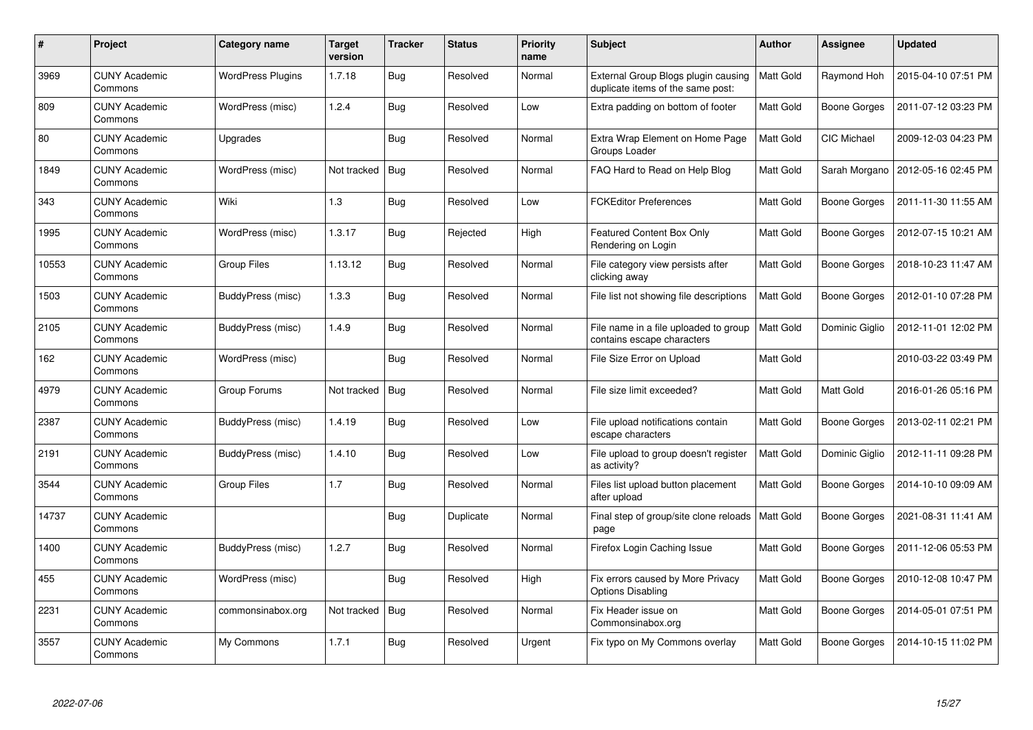| # | Project | Category name | Target version | Tracker | Status | Priority name | Subject | Author | Assignee | Updated |
|---|---|---|---|---|---|---|---|---|---|---|
| 3969 | CUNY Academic Commons | WordPress Plugins | 1.7.18 | Bug | Resolved | Normal | External Group Blogs plugin causing duplicate items of the same post: | Matt Gold | Raymond Hoh | 2015-04-10 07:51 PM |
| 809 | CUNY Academic Commons | WordPress (misc) | 1.2.4 | Bug | Resolved | Low | Extra padding on bottom of footer | Matt Gold | Boone Gorges | 2011-07-12 03:23 PM |
| 80 | CUNY Academic Commons | Upgrades | | Bug | Resolved | Normal | Extra Wrap Element on Home Page Groups Loader | Matt Gold | CIC Michael | 2009-12-03 04:23 PM |
| 1849 | CUNY Academic Commons | WordPress (misc) | Not tracked | Bug | Resolved | Normal | FAQ Hard to Read on Help Blog | Matt Gold | Sarah Morgano | 2012-05-16 02:45 PM |
| 343 | CUNY Academic Commons | Wiki | 1.3 | Bug | Resolved | Low | FCKEditor Preferences | Matt Gold | Boone Gorges | 2011-11-30 11:55 AM |
| 1995 | CUNY Academic Commons | WordPress (misc) | 1.3.17 | Bug | Rejected | High | Featured Content Box Only Rendering on Login | Matt Gold | Boone Gorges | 2012-07-15 10:21 AM |
| 10553 | CUNY Academic Commons | Group Files | 1.13.12 | Bug | Resolved | Normal | File category view persists after clicking away | Matt Gold | Boone Gorges | 2018-10-23 11:47 AM |
| 1503 | CUNY Academic Commons | BuddyPress (misc) | 1.3.3 | Bug | Resolved | Normal | File list not showing file descriptions | Matt Gold | Boone Gorges | 2012-01-10 07:28 PM |
| 2105 | CUNY Academic Commons | BuddyPress (misc) | 1.4.9 | Bug | Resolved | Normal | File name in a file uploaded to group contains escape characters | Matt Gold | Dominic Giglio | 2012-11-01 12:02 PM |
| 162 | CUNY Academic Commons | WordPress (misc) | | Bug | Resolved | Normal | File Size Error on Upload | Matt Gold | | 2010-03-22 03:49 PM |
| 4979 | CUNY Academic Commons | Group Forums | Not tracked | Bug | Resolved | Normal | File size limit exceeded? | Matt Gold | Matt Gold | 2016-01-26 05:16 PM |
| 2387 | CUNY Academic Commons | BuddyPress (misc) | 1.4.19 | Bug | Resolved | Low | File upload notifications contain escape characters | Matt Gold | Boone Gorges | 2013-02-11 02:21 PM |
| 2191 | CUNY Academic Commons | BuddyPress (misc) | 1.4.10 | Bug | Resolved | Low | File upload to group doesn't register as activity? | Matt Gold | Dominic Giglio | 2012-11-11 09:28 PM |
| 3544 | CUNY Academic Commons | Group Files | 1.7 | Bug | Resolved | Normal | Files list upload button placement after upload | Matt Gold | Boone Gorges | 2014-10-10 09:09 AM |
| 14737 | CUNY Academic Commons | | | Bug | Duplicate | Normal | Final step of group/site clone reloads page | Matt Gold | Boone Gorges | 2021-08-31 11:41 AM |
| 1400 | CUNY Academic Commons | BuddyPress (misc) | 1.2.7 | Bug | Resolved | Normal | Firefox Login Caching Issue | Matt Gold | Boone Gorges | 2011-12-06 05:53 PM |
| 455 | CUNY Academic Commons | WordPress (misc) | | Bug | Resolved | High | Fix errors caused by More Privacy Options Disabling | Matt Gold | Boone Gorges | 2010-12-08 10:47 PM |
| 2231 | CUNY Academic Commons | commonsinabox.org | Not tracked | Bug | Resolved | Normal | Fix Header issue on Commonsinabox.org | Matt Gold | Boone Gorges | 2014-05-01 07:51 PM |
| 3557 | CUNY Academic Commons | My Commons | 1.7.1 | Bug | Resolved | Urgent | Fix typo on My Commons overlay | Matt Gold | Boone Gorges | 2014-10-15 11:02 PM |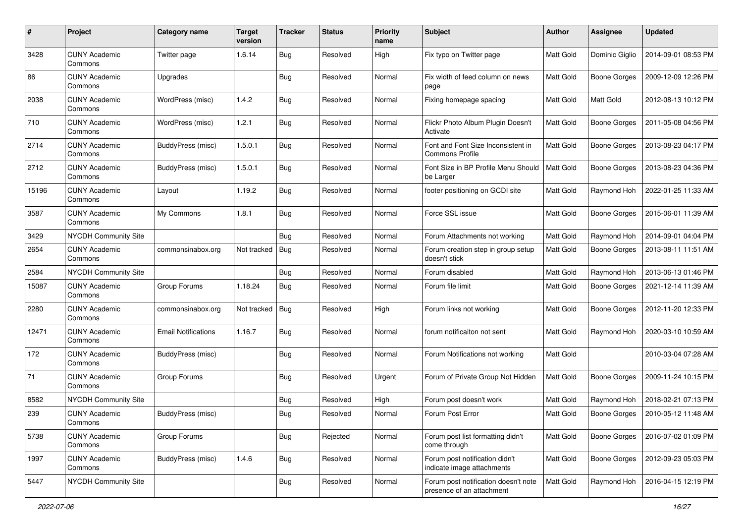| # | Project | Category name | Target version | Tracker | Status | Priority name | Subject | Author | Assignee | Updated |
|---|---|---|---|---|---|---|---|---|---|---|
| 3428 | CUNY Academic Commons | Twitter page | 1.6.14 | Bug | Resolved | High | Fix typo on Twitter page | Matt Gold | Dominic Giglio | 2014-09-01 08:53 PM |
| 86 | CUNY Academic Commons | Upgrades | | Bug | Resolved | Normal | Fix width of feed column on news page | Matt Gold | Boone Gorges | 2009-12-09 12:26 PM |
| 2038 | CUNY Academic Commons | WordPress (misc) | 1.4.2 | Bug | Resolved | Normal | Fixing homepage spacing | Matt Gold | Matt Gold | 2012-08-13 10:12 PM |
| 710 | CUNY Academic Commons | WordPress (misc) | 1.2.1 | Bug | Resolved | Normal | Flickr Photo Album Plugin Doesn't Activate | Matt Gold | Boone Gorges | 2011-05-08 04:56 PM |
| 2714 | CUNY Academic Commons | BuddyPress (misc) | 1.5.0.1 | Bug | Resolved | Normal | Font and Font Size Inconsistent in Commons Profile | Matt Gold | Boone Gorges | 2013-08-23 04:17 PM |
| 2712 | CUNY Academic Commons | BuddyPress (misc) | 1.5.0.1 | Bug | Resolved | Normal | Font Size in BP Profile Menu Should be Larger | Matt Gold | Boone Gorges | 2013-08-23 04:36 PM |
| 15196 | CUNY Academic Commons | Layout | 1.19.2 | Bug | Resolved | Normal | footer positioning on GCDI site | Matt Gold | Raymond Hoh | 2022-01-25 11:33 AM |
| 3587 | CUNY Academic Commons | My Commons | 1.8.1 | Bug | Resolved | Normal | Force SSL issue | Matt Gold | Boone Gorges | 2015-06-01 11:39 AM |
| 3429 | NYCDH Community Site | | | Bug | Resolved | Normal | Forum Attachments not working | Matt Gold | Raymond Hoh | 2014-09-01 04:04 PM |
| 2654 | CUNY Academic Commons | commonsinabox.org | Not tracked | Bug | Resolved | Normal | Forum creation step in group setup doesn't stick | Matt Gold | Boone Gorges | 2013-08-11 11:51 AM |
| 2584 | NYCDH Community Site | | | Bug | Resolved | Normal | Forum disabled | Matt Gold | Raymond Hoh | 2013-06-13 01:46 PM |
| 15087 | CUNY Academic Commons | Group Forums | 1.18.24 | Bug | Resolved | Normal | Forum file limit | Matt Gold | Boone Gorges | 2021-12-14 11:39 AM |
| 2280 | CUNY Academic Commons | commonsinabox.org | Not tracked | Bug | Resolved | High | Forum links not working | Matt Gold | Boone Gorges | 2012-11-20 12:33 PM |
| 12471 | CUNY Academic Commons | Email Notifications | 1.16.7 | Bug | Resolved | Normal | forum notificaiton not sent | Matt Gold | Raymond Hoh | 2020-03-10 10:59 AM |
| 172 | CUNY Academic Commons | BuddyPress (misc) | | Bug | Resolved | Normal | Forum Notifications not working | Matt Gold | | 2010-03-04 07:28 AM |
| 71 | CUNY Academic Commons | Group Forums | | Bug | Resolved | Urgent | Forum of Private Group Not Hidden | Matt Gold | Boone Gorges | 2009-11-24 10:15 PM |
| 8582 | NYCDH Community Site | | | Bug | Resolved | High | Forum post doesn't work | Matt Gold | Raymond Hoh | 2018-02-21 07:13 PM |
| 239 | CUNY Academic Commons | BuddyPress (misc) | | Bug | Resolved | Normal | Forum Post Error | Matt Gold | Boone Gorges | 2010-05-12 11:48 AM |
| 5738 | CUNY Academic Commons | Group Forums | | Bug | Rejected | Normal | Forum post list formatting didn't come through | Matt Gold | Boone Gorges | 2016-07-02 01:09 PM |
| 1997 | CUNY Academic Commons | BuddyPress (misc) | 1.4.6 | Bug | Resolved | Normal | Forum post notification didn't indicate image attachments | Matt Gold | Boone Gorges | 2012-09-23 05:03 PM |
| 5447 | NYCDH Community Site | | | Bug | Resolved | Normal | Forum post notification doesn't note presence of an attachment | Matt Gold | Raymond Hoh | 2016-04-15 12:19 PM |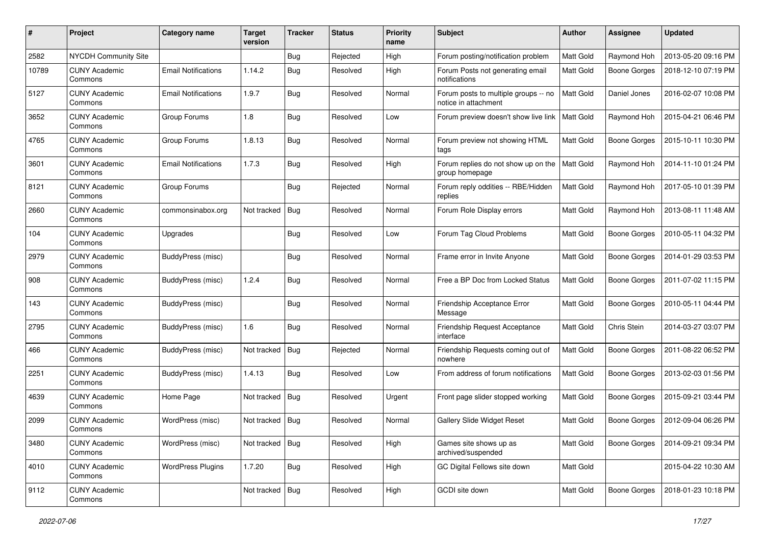| # | Project | Category name | Target version | Tracker | Status | Priority name | Subject | Author | Assignee | Updated |
|---|---|---|---|---|---|---|---|---|---|---|
| 2582 | NYCDH Community Site | | | Bug | Rejected | High | Forum posting/notification problem | Matt Gold | Raymond Hoh | 2013-05-20 09:16 PM |
| 10789 | CUNY Academic Commons | Email Notifications | 1.14.2 | Bug | Resolved | High | Forum Posts not generating email notifications | Matt Gold | Boone Gorges | 2018-12-10 07:19 PM |
| 5127 | CUNY Academic Commons | Email Notifications | 1.9.7 | Bug | Resolved | Normal | Forum posts to multiple groups -- no notice in attachment | Matt Gold | Daniel Jones | 2016-02-07 10:08 PM |
| 3652 | CUNY Academic Commons | Group Forums | 1.8 | Bug | Resolved | Low | Forum preview doesn't show live link | Matt Gold | Raymond Hoh | 2015-04-21 06:46 PM |
| 4765 | CUNY Academic Commons | Group Forums | 1.8.13 | Bug | Resolved | Normal | Forum preview not showing HTML tags | Matt Gold | Boone Gorges | 2015-10-11 10:30 PM |
| 3601 | CUNY Academic Commons | Email Notifications | 1.7.3 | Bug | Resolved | High | Forum replies do not show up on the group homepage | Matt Gold | Raymond Hoh | 2014-11-10 01:24 PM |
| 8121 | CUNY Academic Commons | Group Forums | | Bug | Rejected | Normal | Forum reply oddities -- RBE/Hidden replies | Matt Gold | Raymond Hoh | 2017-05-10 01:39 PM |
| 2660 | CUNY Academic Commons | commonsinabox.org | Not tracked | Bug | Resolved | Normal | Forum Role Display errors | Matt Gold | Raymond Hoh | 2013-08-11 11:48 AM |
| 104 | CUNY Academic Commons | Upgrades | | Bug | Resolved | Low | Forum Tag Cloud Problems | Matt Gold | Boone Gorges | 2010-05-11 04:32 PM |
| 2979 | CUNY Academic Commons | BuddyPress (misc) | | Bug | Resolved | Normal | Frame error in Invite Anyone | Matt Gold | Boone Gorges | 2014-01-29 03:53 PM |
| 908 | CUNY Academic Commons | BuddyPress (misc) | 1.2.4 | Bug | Resolved | Normal | Free a BP Doc from Locked Status | Matt Gold | Boone Gorges | 2011-07-02 11:15 PM |
| 143 | CUNY Academic Commons | BuddyPress (misc) | | Bug | Resolved | Normal | Friendship Acceptance Error Message | Matt Gold | Boone Gorges | 2010-05-11 04:44 PM |
| 2795 | CUNY Academic Commons | BuddyPress (misc) | 1.6 | Bug | Resolved | Normal | Friendship Request Acceptance interface | Matt Gold | Chris Stein | 2014-03-27 03:07 PM |
| 466 | CUNY Academic Commons | BuddyPress (misc) | Not tracked | Bug | Rejected | Normal | Friendship Requests coming out of nowhere | Matt Gold | Boone Gorges | 2011-08-22 06:52 PM |
| 2251 | CUNY Academic Commons | BuddyPress (misc) | 1.4.13 | Bug | Resolved | Low | From address of forum notifications | Matt Gold | Boone Gorges | 2013-02-03 01:56 PM |
| 4639 | CUNY Academic Commons | Home Page | Not tracked | Bug | Resolved | Urgent | Front page slider stopped working | Matt Gold | Boone Gorges | 2015-09-21 03:44 PM |
| 2099 | CUNY Academic Commons | WordPress (misc) | Not tracked | Bug | Resolved | Normal | Gallery Slide Widget Reset | Matt Gold | Boone Gorges | 2012-09-04 06:26 PM |
| 3480 | CUNY Academic Commons | WordPress (misc) | Not tracked | Bug | Resolved | High | Games site shows up as archived/suspended | Matt Gold | Boone Gorges | 2014-09-21 09:34 PM |
| 4010 | CUNY Academic Commons | WordPress Plugins | 1.7.20 | Bug | Resolved | High | GC Digital Fellows site down | Matt Gold | | 2015-04-22 10:30 AM |
| 9112 | CUNY Academic Commons | | Not tracked | Bug | Resolved | High | GCDI site down | Matt Gold | Boone Gorges | 2018-01-23 10:18 PM |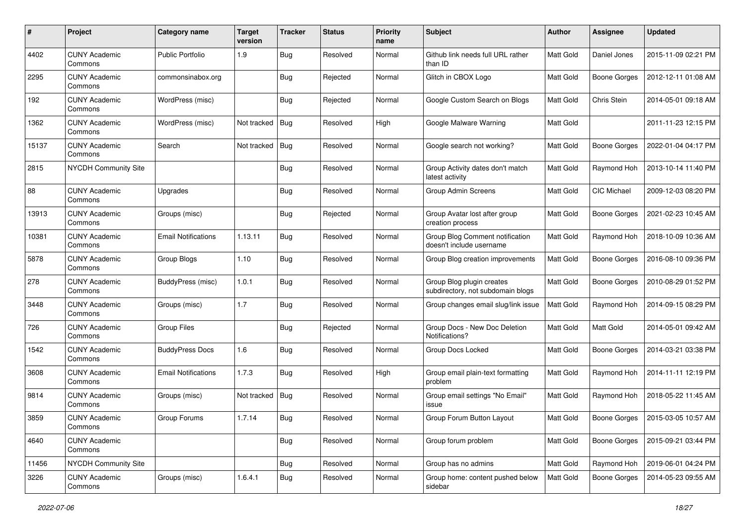| # | Project | Category name | Target version | Tracker | Status | Priority name | Subject | Author | Assignee | Updated |
|---|---|---|---|---|---|---|---|---|---|---|
| 4402 | CUNY Academic Commons | Public Portfolio | 1.9 | Bug | Resolved | Normal | Github link needs full URL rather than ID | Matt Gold | Daniel Jones | 2015-11-09 02:21 PM |
| 2295 | CUNY Academic Commons | commonsinabox.org | | Bug | Rejected | Normal | Glitch in CBOX Logo | Matt Gold | Boone Gorges | 2012-12-11 01:08 AM |
| 192 | CUNY Academic Commons | WordPress (misc) | | Bug | Rejected | Normal | Google Custom Search on Blogs | Matt Gold | Chris Stein | 2014-05-01 09:18 AM |
| 1362 | CUNY Academic Commons | WordPress (misc) | Not tracked | Bug | Resolved | High | Google Malware Warning | Matt Gold | | 2011-11-23 12:15 PM |
| 15137 | CUNY Academic Commons | Search | Not tracked | Bug | Resolved | Normal | Google search not working? | Matt Gold | Boone Gorges | 2022-01-04 04:17 PM |
| 2815 | NYCDH Community Site | | | Bug | Resolved | Normal | Group Activity dates don't match latest activity | Matt Gold | Raymond Hoh | 2013-10-14 11:40 PM |
| 88 | CUNY Academic Commons | Upgrades | | Bug | Resolved | Normal | Group Admin Screens | Matt Gold | CIC Michael | 2009-12-03 08:20 PM |
| 13913 | CUNY Academic Commons | Groups (misc) | | Bug | Rejected | Normal | Group Avatar lost after group creation process | Matt Gold | Boone Gorges | 2021-02-23 10:45 AM |
| 10381 | CUNY Academic Commons | Email Notifications | 1.13.11 | Bug | Resolved | Normal | Group Blog Comment notification doesn't include username | Matt Gold | Raymond Hoh | 2018-10-09 10:36 AM |
| 5878 | CUNY Academic Commons | Group Blogs | 1.10 | Bug | Resolved | Normal | Group Blog creation improvements | Matt Gold | Boone Gorges | 2016-08-10 09:36 PM |
| 278 | CUNY Academic Commons | BuddyPress (misc) | 1.0.1 | Bug | Resolved | Normal | Group Blog plugin creates subdirectory, not subdomain blogs | Matt Gold | Boone Gorges | 2010-08-29 01:52 PM |
| 3448 | CUNY Academic Commons | Groups (misc) | 1.7 | Bug | Resolved | Normal | Group changes email slug/link issue | Matt Gold | Raymond Hoh | 2014-09-15 08:29 PM |
| 726 | CUNY Academic Commons | Group Files | | Bug | Rejected | Normal | Group Docs - New Doc Deletion Notifications? | Matt Gold | Matt Gold | 2014-05-01 09:42 AM |
| 1542 | CUNY Academic Commons | BuddyPress Docs | 1.6 | Bug | Resolved | Normal | Group Docs Locked | Matt Gold | Boone Gorges | 2014-03-21 03:38 PM |
| 3608 | CUNY Academic Commons | Email Notifications | 1.7.3 | Bug | Resolved | High | Group email plain-text formatting problem | Matt Gold | Raymond Hoh | 2014-11-11 12:19 PM |
| 9814 | CUNY Academic Commons | Groups (misc) | Not tracked | Bug | Resolved | Normal | Group email settings "No Email" issue | Matt Gold | Raymond Hoh | 2018-05-22 11:45 AM |
| 3859 | CUNY Academic Commons | Group Forums | 1.7.14 | Bug | Resolved | Normal | Group Forum Button Layout | Matt Gold | Boone Gorges | 2015-03-05 10:57 AM |
| 4640 | CUNY Academic Commons | | | Bug | Resolved | Normal | Group forum problem | Matt Gold | Boone Gorges | 2015-09-21 03:44 PM |
| 11456 | NYCDH Community Site | | | Bug | Resolved | Normal | Group has no admins | Matt Gold | Raymond Hoh | 2019-06-01 04:24 PM |
| 3226 | CUNY Academic Commons | Groups (misc) | 1.6.4.1 | Bug | Resolved | Normal | Group home: content pushed below sidebar | Matt Gold | Boone Gorges | 2014-05-23 09:55 AM |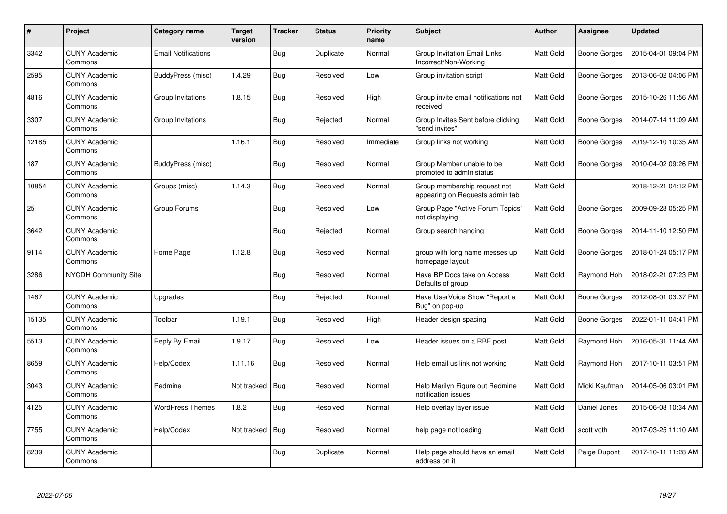| # | Project | Category name | Target version | Tracker | Status | Priority name | Subject | Author | Assignee | Updated |
|---|---|---|---|---|---|---|---|---|---|---|
| 3342 | CUNY Academic Commons | Email Notifications | | Bug | Duplicate | Normal | Group Invitation Email Links Incorrect/Non-Working | Matt Gold | Boone Gorges | 2015-04-01 09:04 PM |
| 2595 | CUNY Academic Commons | BuddyPress (misc) | 1.4.29 | Bug | Resolved | Low | Group invitation script | Matt Gold | Boone Gorges | 2013-06-02 04:06 PM |
| 4816 | CUNY Academic Commons | Group Invitations | 1.8.15 | Bug | Resolved | High | Group invite email notifications not received | Matt Gold | Boone Gorges | 2015-10-26 11:56 AM |
| 3307 | CUNY Academic Commons | Group Invitations | | Bug | Rejected | Normal | Group Invites Sent before clicking "send invites" | Matt Gold | Boone Gorges | 2014-07-14 11:09 AM |
| 12185 | CUNY Academic Commons | | 1.16.1 | Bug | Resolved | Immediate | Group links not working | Matt Gold | Boone Gorges | 2019-12-10 10:35 AM |
| 187 | CUNY Academic Commons | BuddyPress (misc) | | Bug | Resolved | Normal | Group Member unable to be promoted to admin status | Matt Gold | Boone Gorges | 2010-04-02 09:26 PM |
| 10854 | CUNY Academic Commons | Groups (misc) | 1.14.3 | Bug | Resolved | Normal | Group membership request not appearing on Requests admin tab | Matt Gold | | 2018-12-21 04:12 PM |
| 25 | CUNY Academic Commons | Group Forums | | Bug | Resolved | Low | Group Page "Active Forum Topics" not displaying | Matt Gold | Boone Gorges | 2009-09-28 05:25 PM |
| 3642 | CUNY Academic Commons | | | Bug | Rejected | Normal | Group search hanging | Matt Gold | Boone Gorges | 2014-11-10 12:50 PM |
| 9114 | CUNY Academic Commons | Home Page | 1.12.8 | Bug | Resolved | Normal | group with long name messes up homepage layout | Matt Gold | Boone Gorges | 2018-01-24 05:17 PM |
| 3286 | NYCDH Community Site | | | Bug | Resolved | Normal | Have BP Docs take on Access Defaults of group | Matt Gold | Raymond Hoh | 2018-02-21 07:23 PM |
| 1467 | CUNY Academic Commons | Upgrades | | Bug | Rejected | Normal | Have UserVoice Show "Report a Bug" on pop-up | Matt Gold | Boone Gorges | 2012-08-01 03:37 PM |
| 15135 | CUNY Academic Commons | Toolbar | 1.19.1 | Bug | Resolved | High | Header design spacing | Matt Gold | Boone Gorges | 2022-01-11 04:41 PM |
| 5513 | CUNY Academic Commons | Reply By Email | 1.9.17 | Bug | Resolved | Low | Header issues on a RBE post | Matt Gold | Raymond Hoh | 2016-05-31 11:44 AM |
| 8659 | CUNY Academic Commons | Help/Codex | 1.11.16 | Bug | Resolved | Normal | Help email us link not working | Matt Gold | Raymond Hoh | 2017-10-11 03:51 PM |
| 3043 | CUNY Academic Commons | Redmine | Not tracked | Bug | Resolved | Normal | Help Marilyn Figure out Redmine notification issues | Matt Gold | Micki Kaufman | 2014-05-06 03:01 PM |
| 4125 | CUNY Academic Commons | WordPress Themes | 1.8.2 | Bug | Resolved | Normal | Help overlay layer issue | Matt Gold | Daniel Jones | 2015-06-08 10:34 AM |
| 7755 | CUNY Academic Commons | Help/Codex | Not tracked | Bug | Resolved | Normal | help page not loading | Matt Gold | scott voth | 2017-03-25 11:10 AM |
| 8239 | CUNY Academic Commons | | | Bug | Duplicate | Normal | Help page should have an email address on it | Matt Gold | Paige Dupont | 2017-10-11 11:28 AM |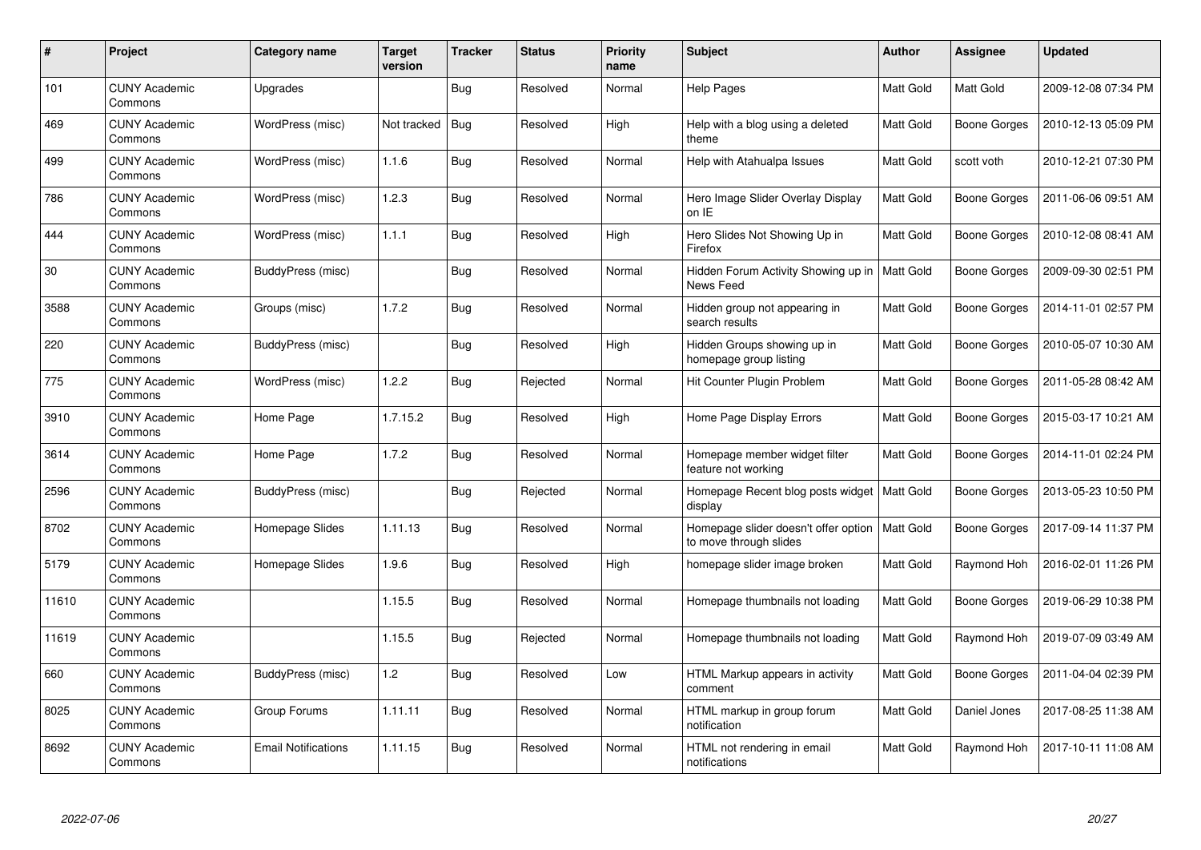| # | Project | Category name | Target version | Tracker | Status | Priority name | Subject | Author | Assignee | Updated |
|---|---|---|---|---|---|---|---|---|---|---|
| 101 | CUNY Academic Commons | Upgrades | | Bug | Resolved | Normal | Help Pages | Matt Gold | Matt Gold | 2009-12-08 07:34 PM |
| 469 | CUNY Academic Commons | WordPress (misc) | Not tracked | Bug | Resolved | High | Help with a blog using a deleted theme | Matt Gold | Boone Gorges | 2010-12-13 05:09 PM |
| 499 | CUNY Academic Commons | WordPress (misc) | 1.1.6 | Bug | Resolved | Normal | Help with Atahualpa Issues | Matt Gold | scott voth | 2010-12-21 07:30 PM |
| 786 | CUNY Academic Commons | WordPress (misc) | 1.2.3 | Bug | Resolved | Normal | Hero Image Slider Overlay Display on IE | Matt Gold | Boone Gorges | 2011-06-06 09:51 AM |
| 444 | CUNY Academic Commons | WordPress (misc) | 1.1.1 | Bug | Resolved | High | Hero Slides Not Showing Up in Firefox | Matt Gold | Boone Gorges | 2010-12-08 08:41 AM |
| 30 | CUNY Academic Commons | BuddyPress (misc) | | Bug | Resolved | Normal | Hidden Forum Activity Showing up in News Feed | Matt Gold | Boone Gorges | 2009-09-30 02:51 PM |
| 3588 | CUNY Academic Commons | Groups (misc) | 1.7.2 | Bug | Resolved | Normal | Hidden group not appearing in search results | Matt Gold | Boone Gorges | 2014-11-01 02:57 PM |
| 220 | CUNY Academic Commons | BuddyPress (misc) | | Bug | Resolved | High | Hidden Groups showing up in homepage group listing | Matt Gold | Boone Gorges | 2010-05-07 10:30 AM |
| 775 | CUNY Academic Commons | WordPress (misc) | 1.2.2 | Bug | Rejected | Normal | Hit Counter Plugin Problem | Matt Gold | Boone Gorges | 2011-05-28 08:42 AM |
| 3910 | CUNY Academic Commons | Home Page | 1.7.15.2 | Bug | Resolved | High | Home Page Display Errors | Matt Gold | Boone Gorges | 2015-03-17 10:21 AM |
| 3614 | CUNY Academic Commons | Home Page | 1.7.2 | Bug | Resolved | Normal | Homepage member widget filter feature not working | Matt Gold | Boone Gorges | 2014-11-01 02:24 PM |
| 2596 | CUNY Academic Commons | BuddyPress (misc) | | Bug | Rejected | Normal | Homepage Recent blog posts widget display | Matt Gold | Boone Gorges | 2013-05-23 10:50 PM |
| 8702 | CUNY Academic Commons | Homepage Slides | 1.11.13 | Bug | Resolved | Normal | Homepage slider doesn't offer option to move through slides | Matt Gold | Boone Gorges | 2017-09-14 11:37 PM |
| 5179 | CUNY Academic Commons | Homepage Slides | 1.9.6 | Bug | Resolved | High | homepage slider image broken | Matt Gold | Raymond Hoh | 2016-02-01 11:26 PM |
| 11610 | CUNY Academic Commons | | 1.15.5 | Bug | Resolved | Normal | Homepage thumbnails not loading | Matt Gold | Boone Gorges | 2019-06-29 10:38 PM |
| 11619 | CUNY Academic Commons | | 1.15.5 | Bug | Rejected | Normal | Homepage thumbnails not loading | Matt Gold | Raymond Hoh | 2019-07-09 03:49 AM |
| 660 | CUNY Academic Commons | BuddyPress (misc) | 1.2 | Bug | Resolved | Low | HTML Markup appears in activity comment | Matt Gold | Boone Gorges | 2011-04-04 02:39 PM |
| 8025 | CUNY Academic Commons | Group Forums | 1.11.11 | Bug | Resolved | Normal | HTML markup in group forum notification | Matt Gold | Daniel Jones | 2017-08-25 11:38 AM |
| 8692 | CUNY Academic Commons | Email Notifications | 1.11.15 | Bug | Resolved | Normal | HTML not rendering in email notifications | Matt Gold | Raymond Hoh | 2017-10-11 11:08 AM |

*2022-07-06*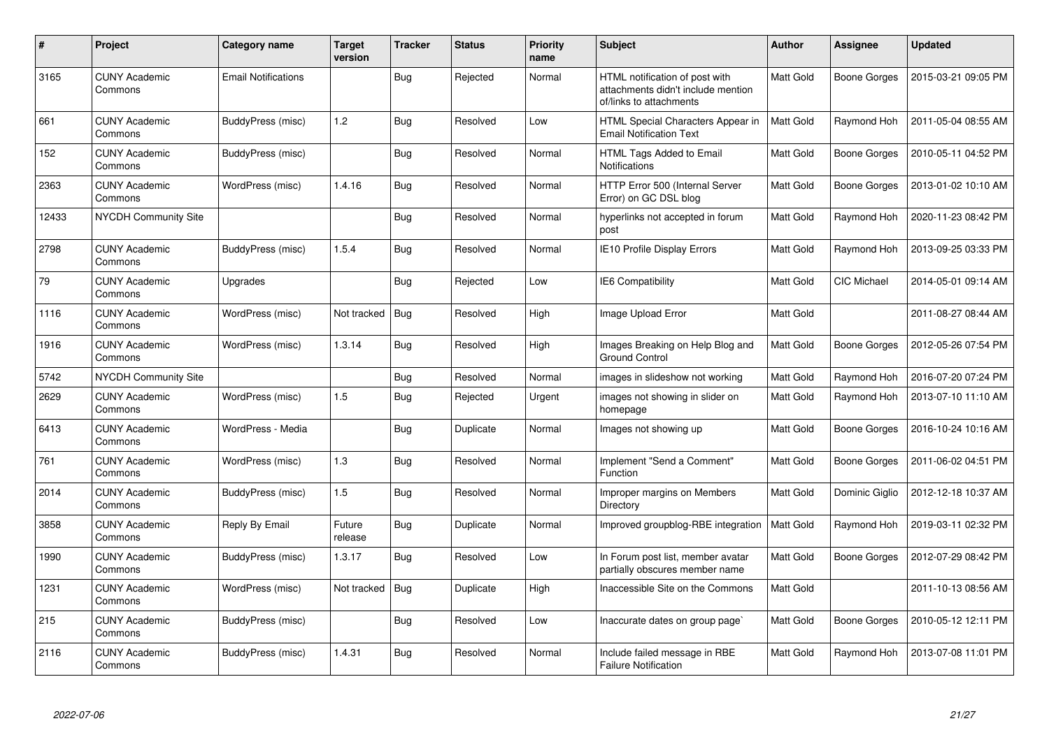| # | Project | Category name | Target version | Tracker | Status | Priority name | Subject | Author | Assignee | Updated |
|---|---|---|---|---|---|---|---|---|---|---|
| 3165 | CUNY Academic Commons | Email Notifications | | Bug | Rejected | Normal | HTML notification of post with attachments didn't include mention of/links to attachments | Matt Gold | Boone Gorges | 2015-03-21 09:05 PM |
| 661 | CUNY Academic Commons | BuddyPress (misc) | 1.2 | Bug | Resolved | Low | HTML Special Characters Appear in Email Notification Text | Matt Gold | Raymond Hoh | 2011-05-04 08:55 AM |
| 152 | CUNY Academic Commons | BuddyPress (misc) | | Bug | Resolved | Normal | HTML Tags Added to Email Notifications | Matt Gold | Boone Gorges | 2010-05-11 04:52 PM |
| 2363 | CUNY Academic Commons | WordPress (misc) | 1.4.16 | Bug | Resolved | Normal | HTTP Error 500 (Internal Server Error) on GC DSL blog | Matt Gold | Boone Gorges | 2013-01-02 10:10 AM |
| 12433 | NYCDH Community Site | | | Bug | Resolved | Normal | hyperlinks not accepted in forum post | Matt Gold | Raymond Hoh | 2020-11-23 08:42 PM |
| 2798 | CUNY Academic Commons | BuddyPress (misc) | 1.5.4 | Bug | Resolved | Normal | IE10 Profile Display Errors | Matt Gold | Raymond Hoh | 2013-09-25 03:33 PM |
| 79 | CUNY Academic Commons | Upgrades | | Bug | Rejected | Low | IE6 Compatibility | Matt Gold | CIC Michael | 2014-05-01 09:14 AM |
| 1116 | CUNY Academic Commons | WordPress (misc) | Not tracked | Bug | Resolved | High | Image Upload Error | Matt Gold | | 2011-08-27 08:44 AM |
| 1916 | CUNY Academic Commons | WordPress (misc) | 1.3.14 | Bug | Resolved | High | Images Breaking on Help Blog and Ground Control | Matt Gold | Boone Gorges | 2012-05-26 07:54 PM |
| 5742 | NYCDH Community Site | | | Bug | Resolved | Normal | images in slideshow not working | Matt Gold | Raymond Hoh | 2016-07-20 07:24 PM |
| 2629 | CUNY Academic Commons | WordPress (misc) | 1.5 | Bug | Rejected | Urgent | images not showing in slider on homepage | Matt Gold | Raymond Hoh | 2013-07-10 11:10 AM |
| 6413 | CUNY Academic Commons | WordPress - Media | | Bug | Duplicate | Normal | Images not showing up | Matt Gold | Boone Gorges | 2016-10-24 10:16 AM |
| 761 | CUNY Academic Commons | WordPress (misc) | 1.3 | Bug | Resolved | Normal | Implement "Send a Comment" Function | Matt Gold | Boone Gorges | 2011-06-02 04:51 PM |
| 2014 | CUNY Academic Commons | BuddyPress (misc) | 1.5 | Bug | Resolved | Normal | Improper margins on Members Directory | Matt Gold | Dominic Giglio | 2012-12-18 10:37 AM |
| 3858 | CUNY Academic Commons | Reply By Email | Future release | Bug | Duplicate | Normal | Improved groupblog-RBE integration | Matt Gold | Raymond Hoh | 2019-03-11 02:32 PM |
| 1990 | CUNY Academic Commons | BuddyPress (misc) | 1.3.17 | Bug | Resolved | Low | In Forum post list, member avatar partially obscures member name | Matt Gold | Boone Gorges | 2012-07-29 08:42 PM |
| 1231 | CUNY Academic Commons | WordPress (misc) | Not tracked | Bug | Duplicate | High | Inaccessible Site on the Commons | Matt Gold | | 2011-10-13 08:56 AM |
| 215 | CUNY Academic Commons | BuddyPress (misc) | | Bug | Resolved | Low | Inaccurate dates on group page` | Matt Gold | Boone Gorges | 2010-05-12 12:11 PM |
| 2116 | CUNY Academic Commons | BuddyPress (misc) | 1.4.31 | Bug | Resolved | Normal | Include failed message in RBE Failure Notification | Matt Gold | Raymond Hoh | 2013-07-08 11:01 PM |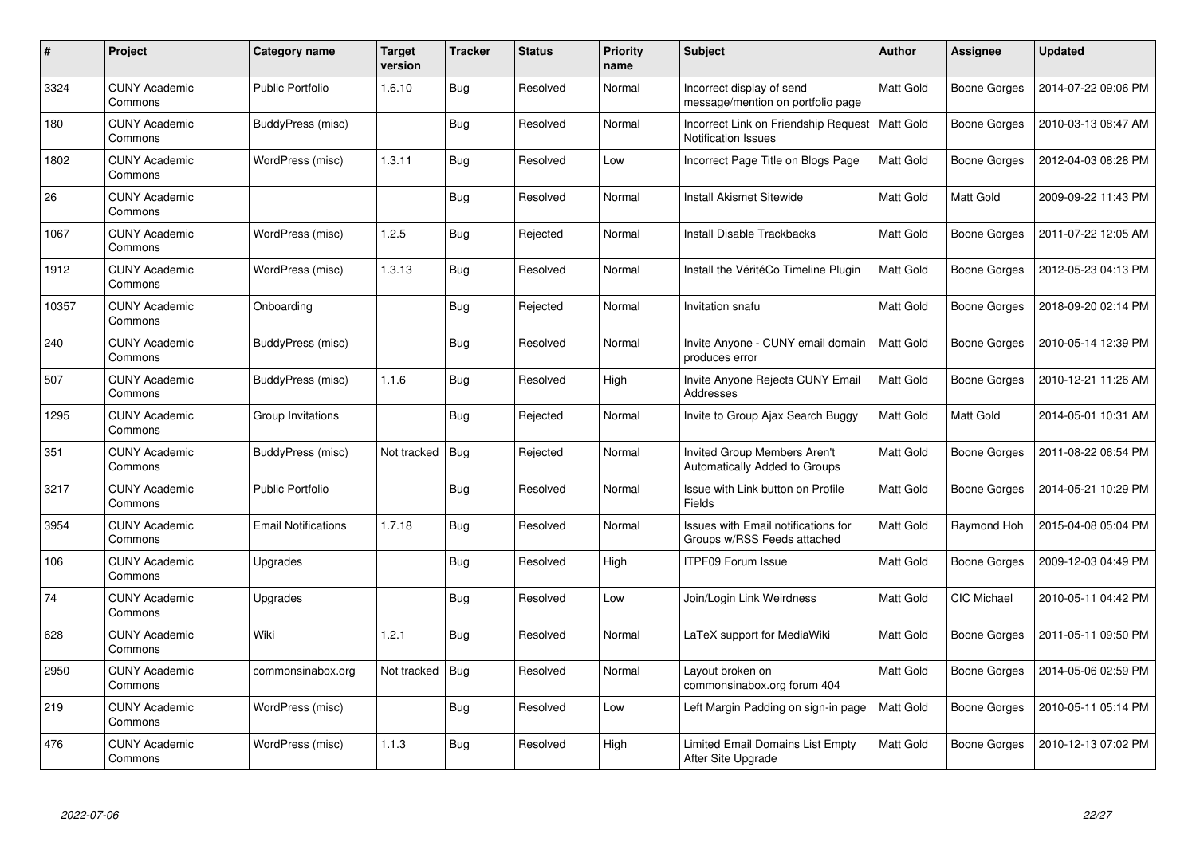| # | Project | Category name | Target version | Tracker | Status | Priority name | Subject | Author | Assignee | Updated |
|---|---|---|---|---|---|---|---|---|---|---|
| 3324 | CUNY Academic Commons | Public Portfolio | 1.6.10 | Bug | Resolved | Normal | Incorrect display of send message/mention on portfolio page | Matt Gold | Boone Gorges | 2014-07-22 09:06 PM |
| 180 | CUNY Academic Commons | BuddyPress (misc) | | Bug | Resolved | Normal | Incorrect Link on Friendship Request Notification Issues | Matt Gold | Boone Gorges | 2010-03-13 08:47 AM |
| 1802 | CUNY Academic Commons | WordPress (misc) | 1.3.11 | Bug | Resolved | Low | Incorrect Page Title on Blogs Page | Matt Gold | Boone Gorges | 2012-04-03 08:28 PM |
| 26 | CUNY Academic Commons | | | Bug | Resolved | Normal | Install Akismet Sitewide | Matt Gold | Matt Gold | 2009-09-22 11:43 PM |
| 1067 | CUNY Academic Commons | WordPress (misc) | 1.2.5 | Bug | Rejected | Normal | Install Disable Trackbacks | Matt Gold | Boone Gorges | 2011-07-22 12:05 AM |
| 1912 | CUNY Academic Commons | WordPress (misc) | 1.3.13 | Bug | Resolved | Normal | Install the VéritéCo Timeline Plugin | Matt Gold | Boone Gorges | 2012-05-23 04:13 PM |
| 10357 | CUNY Academic Commons | Onboarding | | Bug | Rejected | Normal | Invitation snafu | Matt Gold | Boone Gorges | 2018-09-20 02:14 PM |
| 240 | CUNY Academic Commons | BuddyPress (misc) | | Bug | Resolved | Normal | Invite Anyone - CUNY email domain produces error | Matt Gold | Boone Gorges | 2010-05-14 12:39 PM |
| 507 | CUNY Academic Commons | BuddyPress (misc) | 1.1.6 | Bug | Resolved | High | Invite Anyone Rejects CUNY Email Addresses | Matt Gold | Boone Gorges | 2010-12-21 11:26 AM |
| 1295 | CUNY Academic Commons | Group Invitations | | Bug | Rejected | Normal | Invite to Group Ajax Search Buggy | Matt Gold | Matt Gold | 2014-05-01 10:31 AM |
| 351 | CUNY Academic Commons | BuddyPress (misc) | Not tracked | Bug | Rejected | Normal | Invited Group Members Aren't Automatically Added to Groups | Matt Gold | Boone Gorges | 2011-08-22 06:54 PM |
| 3217 | CUNY Academic Commons | Public Portfolio | | Bug | Resolved | Normal | Issue with Link button on Profile Fields | Matt Gold | Boone Gorges | 2014-05-21 10:29 PM |
| 3954 | CUNY Academic Commons | Email Notifications | 1.7.18 | Bug | Resolved | Normal | Issues with Email notifications for Groups w/RSS Feeds attached | Matt Gold | Raymond Hoh | 2015-04-08 05:04 PM |
| 106 | CUNY Academic Commons | Upgrades | | Bug | Resolved | High | ITPF09 Forum Issue | Matt Gold | Boone Gorges | 2009-12-03 04:49 PM |
| 74 | CUNY Academic Commons | Upgrades | | Bug | Resolved | Low | Join/Login Link Weirdness | Matt Gold | CIC Michael | 2010-05-11 04:42 PM |
| 628 | CUNY Academic Commons | Wiki | 1.2.1 | Bug | Resolved | Normal | LaTeX support for MediaWiki | Matt Gold | Boone Gorges | 2011-05-11 09:50 PM |
| 2950 | CUNY Academic Commons | commonsinabox.org | Not tracked | Bug | Resolved | Normal | Layout broken on commonsinabox.org forum 404 | Matt Gold | Boone Gorges | 2014-05-06 02:59 PM |
| 219 | CUNY Academic Commons | WordPress (misc) | | Bug | Resolved | Low | Left Margin Padding on sign-in page | Matt Gold | Boone Gorges | 2010-05-11 05:14 PM |
| 476 | CUNY Academic Commons | WordPress (misc) | 1.1.3 | Bug | Resolved | High | Limited Email Domains List Empty After Site Upgrade | Matt Gold | Boone Gorges | 2010-12-13 07:02 PM |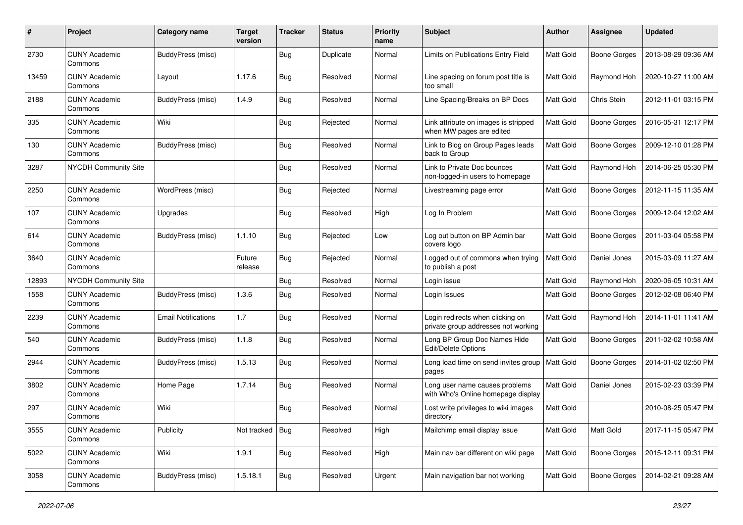| # | Project | Category name | Target version | Tracker | Status | Priority name | Subject | Author | Assignee | Updated |
|---|---|---|---|---|---|---|---|---|---|---|
| 2730 | CUNY Academic Commons | BuddyPress (misc) | | Bug | Duplicate | Normal | Limits on Publications Entry Field | Matt Gold | Boone Gorges | 2013-08-29 09:36 AM |
| 13459 | CUNY Academic Commons | Layout | 1.17.6 | Bug | Resolved | Normal | Line spacing on forum post title is too small | Matt Gold | Raymond Hoh | 2020-10-27 11:00 AM |
| 2188 | CUNY Academic Commons | BuddyPress (misc) | 1.4.9 | Bug | Resolved | Normal | Line Spacing/Breaks on BP Docs | Matt Gold | Chris Stein | 2012-11-01 03:15 PM |
| 335 | CUNY Academic Commons | Wiki | | Bug | Rejected | Normal | Link attribute on images is stripped when MW pages are edited | Matt Gold | Boone Gorges | 2016-05-31 12:17 PM |
| 130 | CUNY Academic Commons | BuddyPress (misc) | | Bug | Resolved | Normal | Link to Blog on Group Pages leads back to Group | Matt Gold | Boone Gorges | 2009-12-10 01:28 PM |
| 3287 | NYCDH Community Site | | | Bug | Resolved | Normal | Link to Private Doc bounces non-logged-in users to homepage | Matt Gold | Raymond Hoh | 2014-06-25 05:30 PM |
| 2250 | CUNY Academic Commons | WordPress (misc) | | Bug | Rejected | Normal | Livestreaming page error | Matt Gold | Boone Gorges | 2012-11-15 11:35 AM |
| 107 | CUNY Academic Commons | Upgrades | | Bug | Resolved | High | Log In Problem | Matt Gold | Boone Gorges | 2009-12-04 12:02 AM |
| 614 | CUNY Academic Commons | BuddyPress (misc) | 1.1.10 | Bug | Rejected | Low | Log out button on BP Admin bar covers logo | Matt Gold | Boone Gorges | 2011-03-04 05:58 PM |
| 3640 | CUNY Academic Commons | | Future release | Bug | Rejected | Normal | Logged out of commons when trying to publish a post | Matt Gold | Daniel Jones | 2015-03-09 11:27 AM |
| 12893 | NYCDH Community Site | | | Bug | Resolved | Normal | Login issue | Matt Gold | Raymond Hoh | 2020-06-05 10:31 AM |
| 1558 | CUNY Academic Commons | BuddyPress (misc) | 1.3.6 | Bug | Resolved | Normal | Login Issues | Matt Gold | Boone Gorges | 2012-02-08 06:40 PM |
| 2239 | CUNY Academic Commons | Email Notifications | 1.7 | Bug | Resolved | Normal | Login redirects when clicking on private group addresses not working | Matt Gold | Raymond Hoh | 2014-11-01 11:41 AM |
| 540 | CUNY Academic Commons | BuddyPress (misc) | 1.1.8 | Bug | Resolved | Normal | Long BP Group Doc Names Hide Edit/Delete Options | Matt Gold | Boone Gorges | 2011-02-02 10:58 AM |
| 2944 | CUNY Academic Commons | BuddyPress (misc) | 1.5.13 | Bug | Resolved | Normal | Long load time on send invites group pages | Matt Gold | Boone Gorges | 2014-01-02 02:50 PM |
| 3802 | CUNY Academic Commons | Home Page | 1.7.14 | Bug | Resolved | Normal | Long user name causes problems with Who's Online homepage display | Matt Gold | Daniel Jones | 2015-02-23 03:39 PM |
| 297 | CUNY Academic Commons | Wiki | | Bug | Resolved | Normal | Lost write privileges to wiki images directory | Matt Gold | | 2010-08-25 05:47 PM |
| 3555 | CUNY Academic Commons | Publicity | Not tracked | Bug | Resolved | High | Mailchimp email display issue | Matt Gold | Matt Gold | 2017-11-15 05:47 PM |
| 5022 | CUNY Academic Commons | Wiki | 1.9.1 | Bug | Resolved | High | Main nav bar different on wiki page | Matt Gold | Boone Gorges | 2015-12-11 09:31 PM |
| 3058 | CUNY Academic Commons | BuddyPress (misc) | 1.5.18.1 | Bug | Resolved | Urgent | Main navigation bar not working | Matt Gold | Boone Gorges | 2014-02-21 09:28 AM |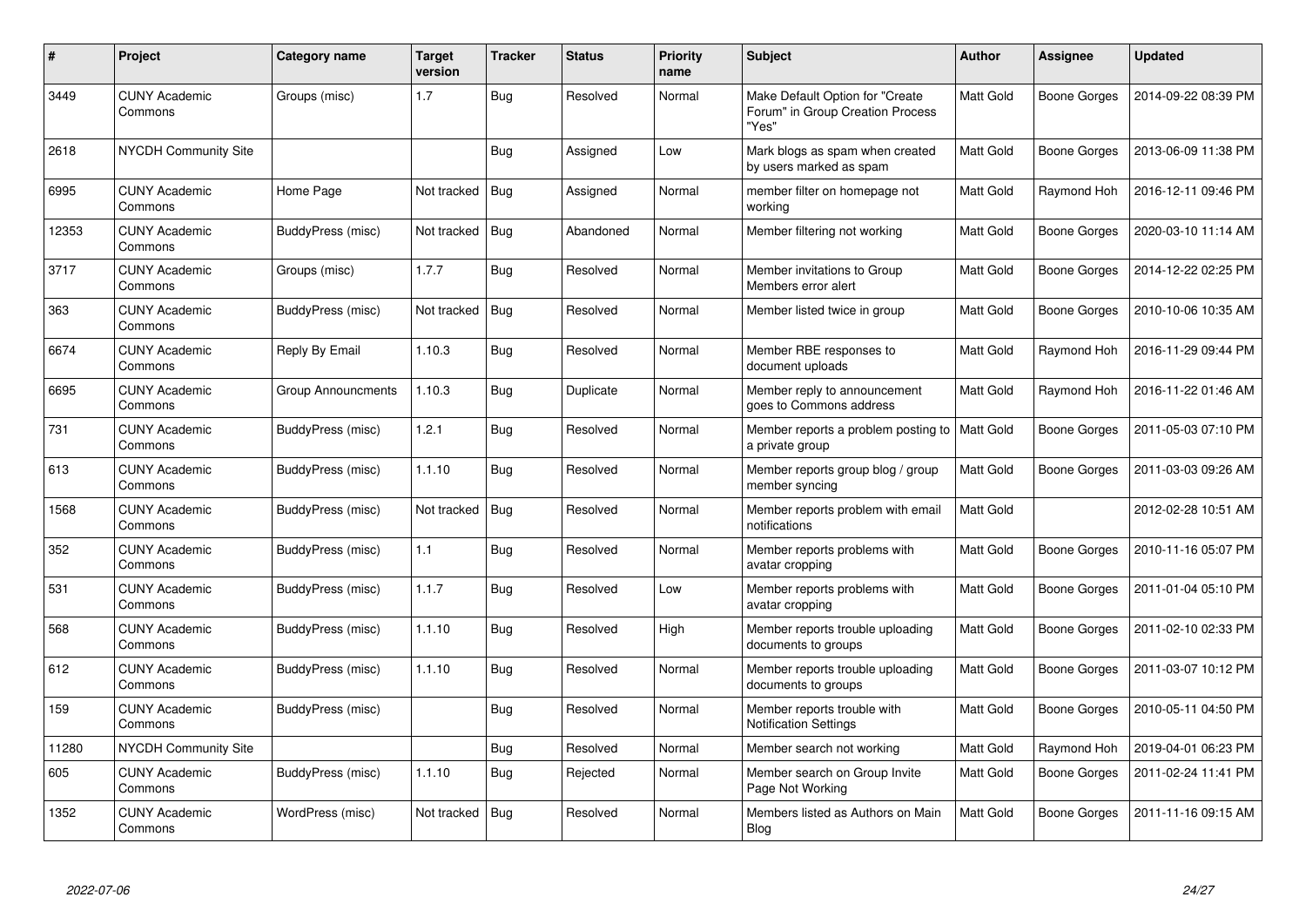| # | Project | Category name | Target version | Tracker | Status | Priority name | Subject | Author | Assignee | Updated |
|---|---|---|---|---|---|---|---|---|---|---|
| 3449 | CUNY Academic Commons | Groups (misc) | 1.7 | Bug | Resolved | Normal | Make Default Option for "Create Forum" in Group Creation Process "Yes" | Matt Gold | Boone Gorges | 2014-09-22 08:39 PM |
| 2618 | NYCDH Community Site | | | Bug | Assigned | Low | Mark blogs as spam when created by users marked as spam | Matt Gold | Boone Gorges | 2013-06-09 11:38 PM |
| 6995 | CUNY Academic Commons | Home Page | Not tracked | Bug | Assigned | Normal | member filter on homepage not working | Matt Gold | Raymond Hoh | 2016-12-11 09:46 PM |
| 12353 | CUNY Academic Commons | BuddyPress (misc) | Not tracked | Bug | Abandoned | Normal | Member filtering not working | Matt Gold | Boone Gorges | 2020-03-10 11:14 AM |
| 3717 | CUNY Academic Commons | Groups (misc) | 1.7.7 | Bug | Resolved | Normal | Member invitations to Group Members error alert | Matt Gold | Boone Gorges | 2014-12-22 02:25 PM |
| 363 | CUNY Academic Commons | BuddyPress (misc) | Not tracked | Bug | Resolved | Normal | Member listed twice in group | Matt Gold | Boone Gorges | 2010-10-06 10:35 AM |
| 6674 | CUNY Academic Commons | Reply By Email | 1.10.3 | Bug | Resolved | Normal | Member RBE responses to document uploads | Matt Gold | Raymond Hoh | 2016-11-29 09:44 PM |
| 6695 | CUNY Academic Commons | Group Announcments | 1.10.3 | Bug | Duplicate | Normal | Member reply to announcement goes to Commons address | Matt Gold | Raymond Hoh | 2016-11-22 01:46 AM |
| 731 | CUNY Academic Commons | BuddyPress (misc) | 1.2.1 | Bug | Resolved | Normal | Member reports a problem posting to a private group | Matt Gold | Boone Gorges | 2011-05-03 07:10 PM |
| 613 | CUNY Academic Commons | BuddyPress (misc) | 1.1.10 | Bug | Resolved | Normal | Member reports group blog / group member syncing | Matt Gold | Boone Gorges | 2011-03-03 09:26 AM |
| 1568 | CUNY Academic Commons | BuddyPress (misc) | Not tracked | Bug | Resolved | Normal | Member reports problem with email notifications | Matt Gold | | 2012-02-28 10:51 AM |
| 352 | CUNY Academic Commons | BuddyPress (misc) | 1.1 | Bug | Resolved | Normal | Member reports problems with avatar cropping | Matt Gold | Boone Gorges | 2010-11-16 05:07 PM |
| 531 | CUNY Academic Commons | BuddyPress (misc) | 1.1.7 | Bug | Resolved | Low | Member reports problems with avatar cropping | Matt Gold | Boone Gorges | 2011-01-04 05:10 PM |
| 568 | CUNY Academic Commons | BuddyPress (misc) | 1.1.10 | Bug | Resolved | High | Member reports trouble uploading documents to groups | Matt Gold | Boone Gorges | 2011-02-10 02:33 PM |
| 612 | CUNY Academic Commons | BuddyPress (misc) | 1.1.10 | Bug | Resolved | Normal | Member reports trouble uploading documents to groups | Matt Gold | Boone Gorges | 2011-03-07 10:12 PM |
| 159 | CUNY Academic Commons | BuddyPress (misc) | | Bug | Resolved | Normal | Member reports trouble with Notification Settings | Matt Gold | Boone Gorges | 2010-05-11 04:50 PM |
| 11280 | NYCDH Community Site | | | Bug | Resolved | Normal | Member search not working | Matt Gold | Raymond Hoh | 2019-04-01 06:23 PM |
| 605 | CUNY Academic Commons | BuddyPress (misc) | 1.1.10 | Bug | Rejected | Normal | Member search on Group Invite Page Not Working | Matt Gold | Boone Gorges | 2011-02-24 11:41 PM |
| 1352 | CUNY Academic Commons | WordPress (misc) | Not tracked | Bug | Resolved | Normal | Members listed as Authors on Main Blog | Matt Gold | Boone Gorges | 2011-11-16 09:15 AM |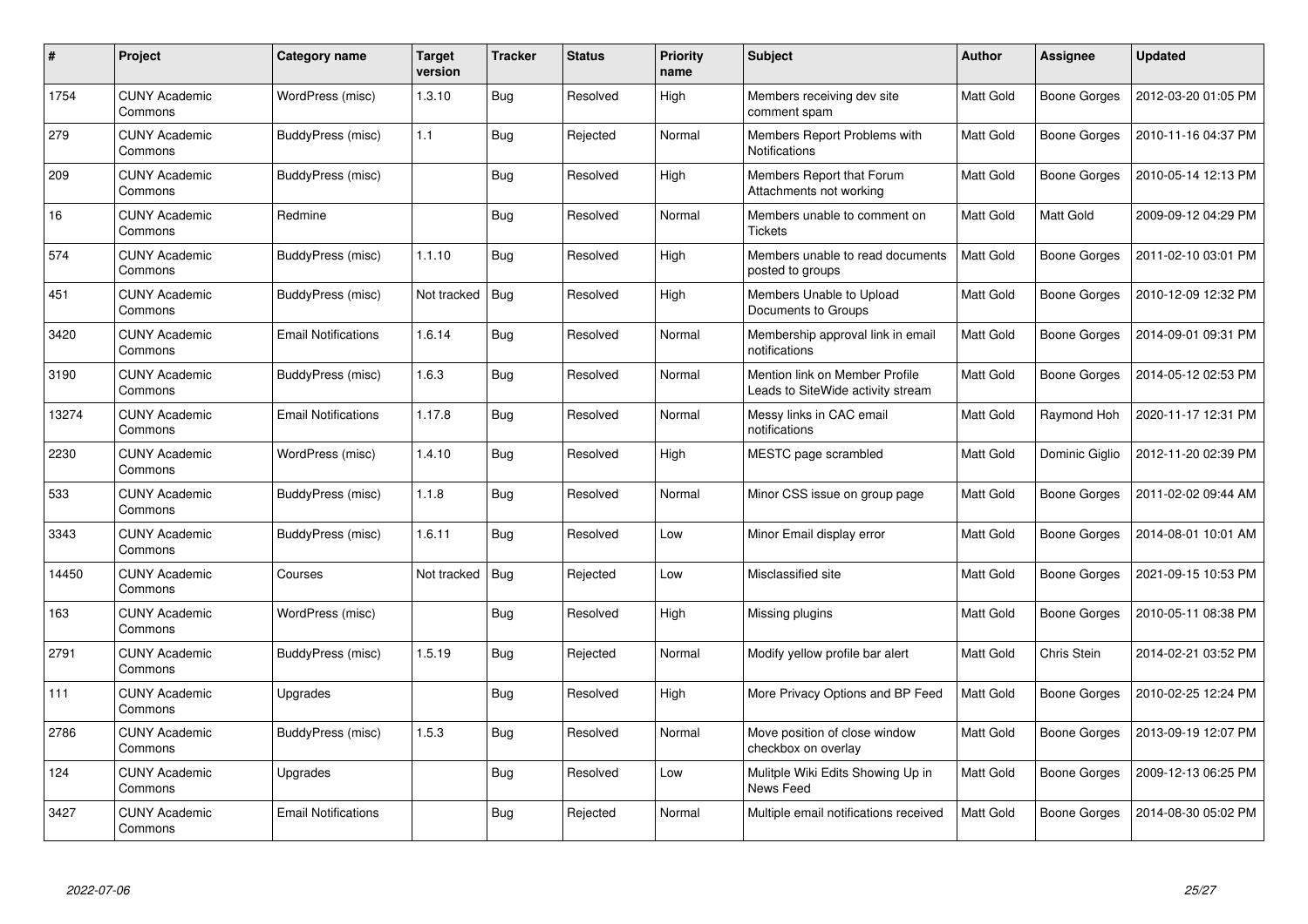| # | Project | Category name | Target version | Tracker | Status | Priority name | Subject | Author | Assignee | Updated |
|---|---|---|---|---|---|---|---|---|---|---|
| 1754 | CUNY Academic Commons | WordPress (misc) | 1.3.10 | Bug | Resolved | High | Members receiving dev site comment spam | Matt Gold | Boone Gorges | 2012-03-20 01:05 PM |
| 279 | CUNY Academic Commons | BuddyPress (misc) | 1.1 | Bug | Rejected | Normal | Members Report Problems with Notifications | Matt Gold | Boone Gorges | 2010-11-16 04:37 PM |
| 209 | CUNY Academic Commons | BuddyPress (misc) | | Bug | Resolved | High | Members Report that Forum Attachments not working | Matt Gold | Boone Gorges | 2010-05-14 12:13 PM |
| 16 | CUNY Academic Commons | Redmine | | Bug | Resolved | Normal | Members unable to comment on Tickets | Matt Gold | Matt Gold | 2009-09-12 04:29 PM |
| 574 | CUNY Academic Commons | BuddyPress (misc) | 1.1.10 | Bug | Resolved | High | Members unable to read documents posted to groups | Matt Gold | Boone Gorges | 2011-02-10 03:01 PM |
| 451 | CUNY Academic Commons | BuddyPress (misc) | Not tracked | Bug | Resolved | High | Members Unable to Upload Documents to Groups | Matt Gold | Boone Gorges | 2010-12-09 12:32 PM |
| 3420 | CUNY Academic Commons | Email Notifications | 1.6.14 | Bug | Resolved | Normal | Membership approval link in email notifications | Matt Gold | Boone Gorges | 2014-09-01 09:31 PM |
| 3190 | CUNY Academic Commons | BuddyPress (misc) | 1.6.3 | Bug | Resolved | Normal | Mention link on Member Profile Leads to SiteWide activity stream | Matt Gold | Boone Gorges | 2014-05-12 02:53 PM |
| 13274 | CUNY Academic Commons | Email Notifications | 1.17.8 | Bug | Resolved | Normal | Messy links in CAC email notifications | Matt Gold | Raymond Hoh | 2020-11-17 12:31 PM |
| 2230 | CUNY Academic Commons | WordPress (misc) | 1.4.10 | Bug | Resolved | High | MESTC page scrambled | Matt Gold | Dominic Giglio | 2012-11-20 02:39 PM |
| 533 | CUNY Academic Commons | BuddyPress (misc) | 1.1.8 | Bug | Resolved | Normal | Minor CSS issue on group page | Matt Gold | Boone Gorges | 2011-02-02 09:44 AM |
| 3343 | CUNY Academic Commons | BuddyPress (misc) | 1.6.11 | Bug | Resolved | Low | Minor Email display error | Matt Gold | Boone Gorges | 2014-08-01 10:01 AM |
| 14450 | CUNY Academic Commons | Courses | Not tracked | Bug | Rejected | Low | Misclassified site | Matt Gold | Boone Gorges | 2021-09-15 10:53 PM |
| 163 | CUNY Academic Commons | WordPress (misc) | | Bug | Resolved | High | Missing plugins | Matt Gold | Boone Gorges | 2010-05-11 08:38 PM |
| 2791 | CUNY Academic Commons | BuddyPress (misc) | 1.5.19 | Bug | Rejected | Normal | Modify yellow profile bar alert | Matt Gold | Chris Stein | 2014-02-21 03:52 PM |
| 111 | CUNY Academic Commons | Upgrades | | Bug | Resolved | High | More Privacy Options and BP Feed | Matt Gold | Boone Gorges | 2010-02-25 12:24 PM |
| 2786 | CUNY Academic Commons | BuddyPress (misc) | 1.5.3 | Bug | Resolved | Normal | Move position of close window checkbox on overlay | Matt Gold | Boone Gorges | 2013-09-19 12:07 PM |
| 124 | CUNY Academic Commons | Upgrades | | Bug | Resolved | Low | Mulitple Wiki Edits Showing Up in News Feed | Matt Gold | Boone Gorges | 2009-12-13 06:25 PM |
| 3427 | CUNY Academic Commons | Email Notifications | | Bug | Rejected | Normal | Multiple email notifications received | Matt Gold | Boone Gorges | 2014-08-30 05:02 PM |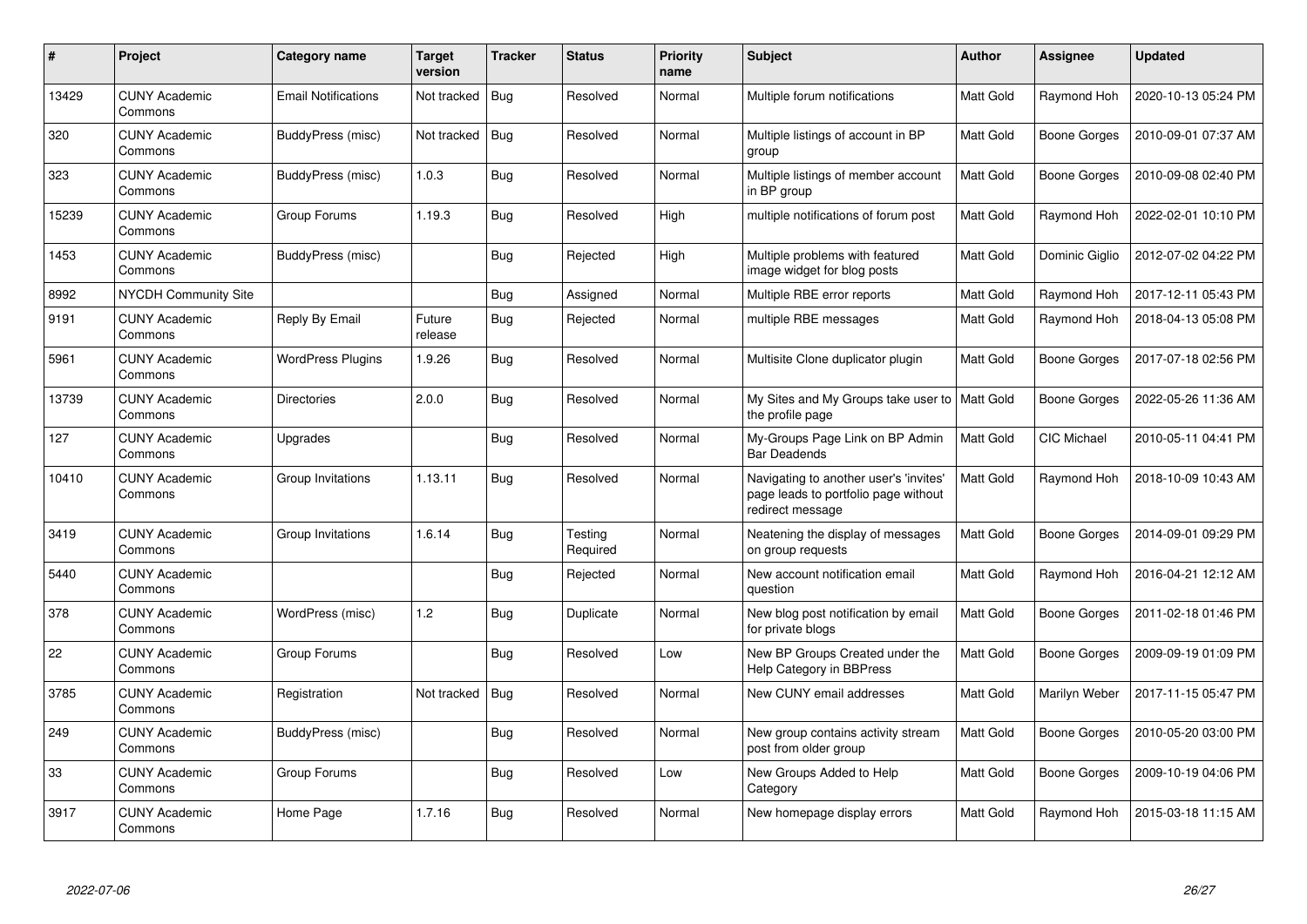| # | Project | Category name | Target version | Tracker | Status | Priority name | Subject | Author | Assignee | Updated |
|---|---|---|---|---|---|---|---|---|---|---|
| 13429 | CUNY Academic Commons | Email Notifications | Not tracked | Bug | Resolved | Normal | Multiple forum notifications | Matt Gold | Raymond Hoh | 2020-10-13 05:24 PM |
| 320 | CUNY Academic Commons | BuddyPress (misc) | Not tracked | Bug | Resolved | Normal | Multiple listings of account in BP group | Matt Gold | Boone Gorges | 2010-09-01 07:37 AM |
| 323 | CUNY Academic Commons | BuddyPress (misc) | 1.0.3 | Bug | Resolved | Normal | Multiple listings of member account in BP group | Matt Gold | Boone Gorges | 2010-09-08 02:40 PM |
| 15239 | CUNY Academic Commons | Group Forums | 1.19.3 | Bug | Resolved | High | multiple notifications of forum post | Matt Gold | Raymond Hoh | 2022-02-01 10:10 PM |
| 1453 | CUNY Academic Commons | BuddyPress (misc) | | Bug | Rejected | High | Multiple problems with featured image widget for blog posts | Matt Gold | Dominic Giglio | 2012-07-02 04:22 PM |
| 8992 | NYCDH Community Site | | | Bug | Assigned | Normal | Multiple RBE error reports | Matt Gold | Raymond Hoh | 2017-12-11 05:43 PM |
| 9191 | CUNY Academic Commons | Reply By Email | Future release | Bug | Rejected | Normal | multiple RBE messages | Matt Gold | Raymond Hoh | 2018-04-13 05:08 PM |
| 5961 | CUNY Academic Commons | WordPress Plugins | 1.9.26 | Bug | Resolved | Normal | Multisite Clone duplicator plugin | Matt Gold | Boone Gorges | 2017-07-18 02:56 PM |
| 13739 | CUNY Academic Commons | Directories | 2.0.0 | Bug | Resolved | Normal | My Sites and My Groups take user to the profile page | Matt Gold | Boone Gorges | 2022-05-26 11:36 AM |
| 127 | CUNY Academic Commons | Upgrades | | Bug | Resolved | Normal | My-Groups Page Link on BP Admin Bar Deadends | Matt Gold | CIC Michael | 2010-05-11 04:41 PM |
| 10410 | CUNY Academic Commons | Group Invitations | 1.13.11 | Bug | Resolved | Normal | Navigating to another user's 'invites' page leads to portfolio page without redirect message | Matt Gold | Raymond Hoh | 2018-10-09 10:43 AM |
| 3419 | CUNY Academic Commons | Group Invitations | 1.6.14 | Bug | Testing Required | Normal | Neatening the display of messages on group requests | Matt Gold | Boone Gorges | 2014-09-01 09:29 PM |
| 5440 | CUNY Academic Commons | | | Bug | Rejected | Normal | New account notification email question | Matt Gold | Raymond Hoh | 2016-04-21 12:12 AM |
| 378 | CUNY Academic Commons | WordPress (misc) | 1.2 | Bug | Duplicate | Normal | New blog post notification by email for private blogs | Matt Gold | Boone Gorges | 2011-02-18 01:46 PM |
| 22 | CUNY Academic Commons | Group Forums | | Bug | Resolved | Low | New BP Groups Created under the Help Category in BBPress | Matt Gold | Boone Gorges | 2009-09-19 01:09 PM |
| 3785 | CUNY Academic Commons | Registration | Not tracked | Bug | Resolved | Normal | New CUNY email addresses | Matt Gold | Marilyn Weber | 2017-11-15 05:47 PM |
| 249 | CUNY Academic Commons | BuddyPress (misc) | | Bug | Resolved | Normal | New group contains activity stream post from older group | Matt Gold | Boone Gorges | 2010-05-20 03:00 PM |
| 33 | CUNY Academic Commons | Group Forums | | Bug | Resolved | Low | New Groups Added to Help Category | Matt Gold | Boone Gorges | 2009-10-19 04:06 PM |
| 3917 | CUNY Academic Commons | Home Page | 1.7.16 | Bug | Resolved | Normal | New homepage display errors | Matt Gold | Raymond Hoh | 2015-03-18 11:15 AM |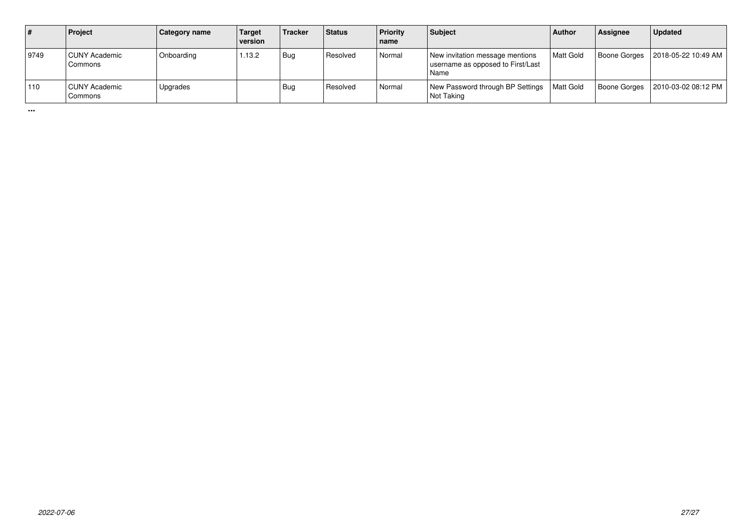| # | Project | Category name | Target version | Tracker | Status | Priority name | Subject | Author | Assignee | Updated |
|---|---|---|---|---|---|---|---|---|---|---|
| 9749 | CUNY Academic Commons | Onboarding | 1.13.2 | Bug | Resolved | Normal | New invitation message mentions username as opposed to First/Last Name | Matt Gold | Boone Gorges | 2018-05-22 10:49 AM |
| 110 | CUNY Academic Commons | Upgrades | | Bug | Resolved | Normal | New Password through BP Settings Not Taking | Matt Gold | Boone Gorges | 2010-03-02 08:12 PM |

...